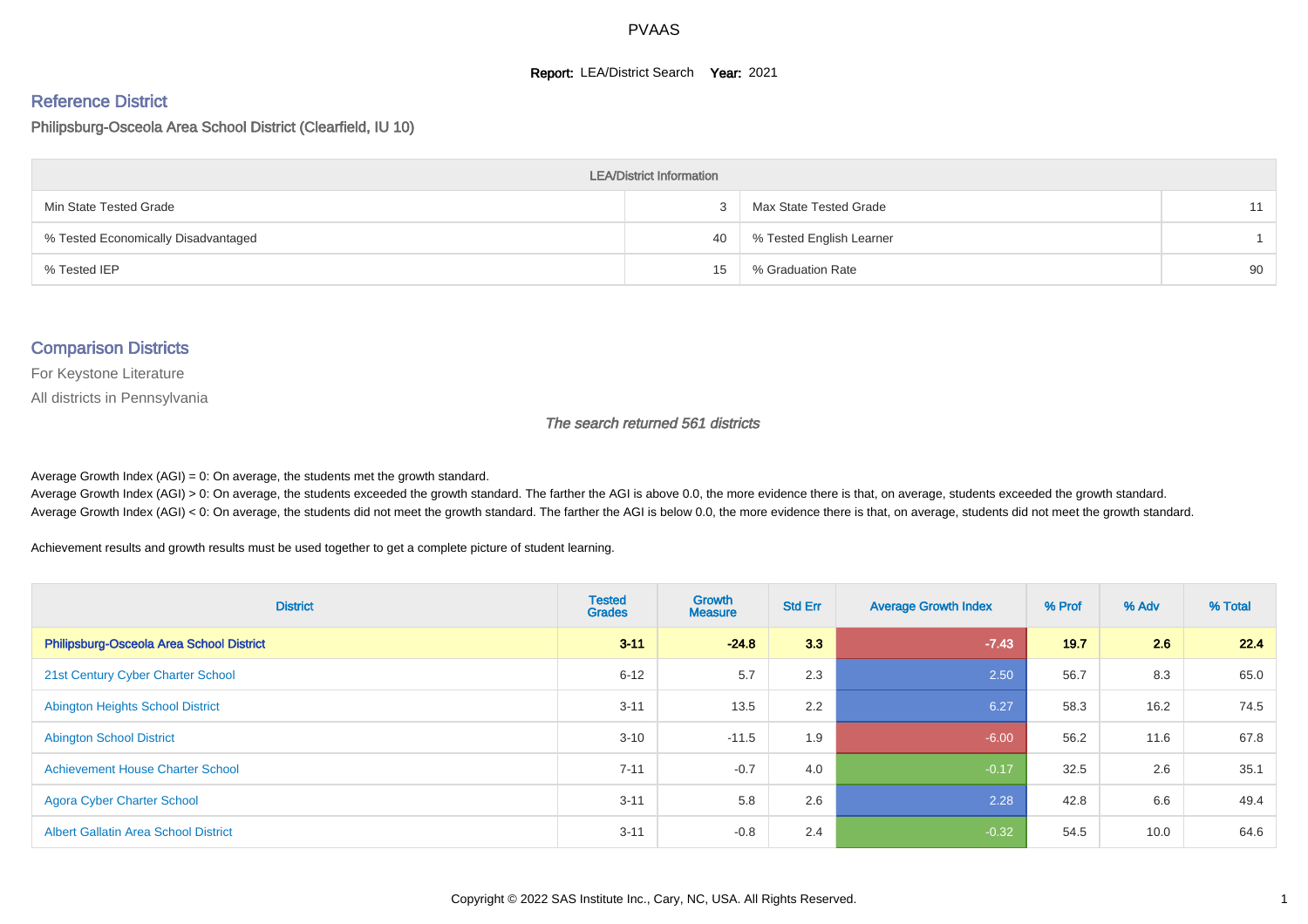# PVAAS

**Report:** LEA/District Search **Year:** 2021

## Reference District

Philipsburg-Osceola Area School District (Clearfield, IU 10)

| LEA/District Information | | | |
|---|---|---|---|
| Min State Tested Grade | 3 | Max State Tested Grade | 11 |
| % Tested Economically Disadvantaged | 40 | % Tested English Learner | 1 |
| % Tested IEP | 15 | % Graduation Rate | 90 |

## Comparison Districts

For Keystone Literature

All districts in Pennsylvania

*The search returned 561 districts*

Average Growth Index (AGI) = 0: On average, the students met the growth standard.
Average Growth Index (AGI) > 0: On average, the students exceeded the growth standard. The farther the AGI is above 0.0, the more evidence there is that, on average, students exceeded the growth standard.
Average Growth Index (AGI) < 0: On average, the students did not meet the growth standard. The farther the AGI is below 0.0, the more evidence there is that, on average, students did not meet the growth standard.

Achievement results and growth results must be used together to get a complete picture of student learning.

| District | Tested Grades | Growth Measure | Std Err | Average Growth Index | % Prof | % Adv | % Total |
|---|---|---|---|---|---|---|---|
| **Philipsburg-Osceola Area School District** | **3-11** | **-24.8** | **3.3** | **-7.43** | **19.7** | **2.6** | **22.4** |
| 21st Century Cyber Charter School | 6-12 | 5.7 | 2.3 | 2.50 | 56.7 | 8.3 | 65.0 |
| Abington Heights School District | 3-11 | 13.5 | 2.2 | 6.27 | 58.3 | 16.2 | 74.5 |
| Abington School District | 3-10 | -11.5 | 1.9 | -6.00 | 56.2 | 11.6 | 67.8 |
| Achievement House Charter School | 7-11 | -0.7 | 4.0 | -0.17 | 32.5 | 2.6 | 35.1 |
| Agora Cyber Charter School | 3-11 | 5.8 | 2.6 | 2.28 | 42.8 | 6.6 | 49.4 |
| Albert Gallatin Area School District | 3-11 | -0.8 | 2.4 | -0.32 | 54.5 | 10.0 | 64.6 |

Copyright © 2022 SAS Institute Inc., Cary, NC, USA. All Rights Reserved.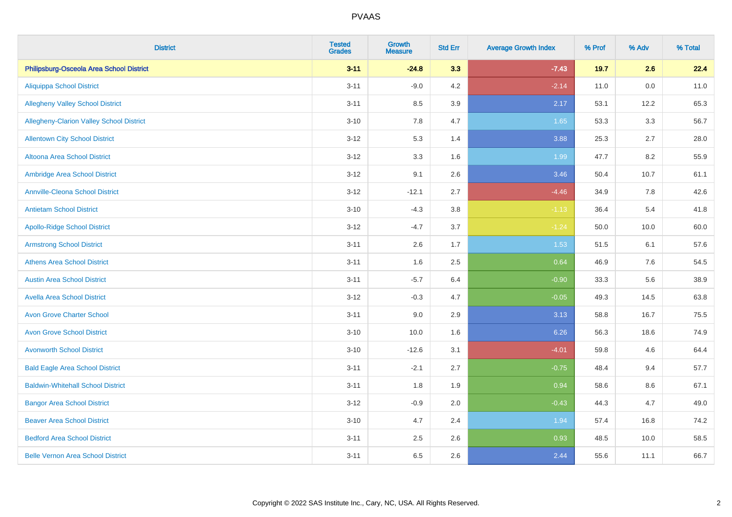# PVAAS

| District | Tested Grades | Growth Measure | Std Err | Average Growth Index | % Prof | % Adv | % Total |
|---|---|---|---|---|---|---|---|
| **Philipsburg-Osceola Area School District** | **3-11** | **-24.8** | **3.3** | **-7.43** | **19.7** | **2.6** | **22.4** |
| Aliquippa School District | 3-11 | -9.0 | 4.2 | -2.14 | 11.0 | 0.0 | 11.0 |
| Allegheny Valley School District | 3-11 | 8.5 | 3.9 | 2.17 | 53.1 | 12.2 | 65.3 |
| Allegheny-Clarion Valley School District | 3-10 | 7.8 | 4.7 | 1.65 | 53.3 | 3.3 | 56.7 |
| Allentown City School District | 3-12 | 5.3 | 1.4 | 3.88 | 25.3 | 2.7 | 28.0 |
| Altoona Area School District | 3-12 | 3.3 | 1.6 | 1.99 | 47.7 | 8.2 | 55.9 |
| Ambridge Area School District | 3-12 | 9.1 | 2.6 | 3.46 | 50.4 | 10.7 | 61.1 |
| Annville-Cleona School District | 3-12 | -12.1 | 2.7 | -4.46 | 34.9 | 7.8 | 42.6 |
| Antietam School District | 3-10 | -4.3 | 3.8 | -1.13 | 36.4 | 5.4 | 41.8 |
| Apollo-Ridge School District | 3-12 | -4.7 | 3.7 | -1.24 | 50.0 | 10.0 | 60.0 |
| Armstrong School District | 3-11 | 2.6 | 1.7 | 1.53 | 51.5 | 6.1 | 57.6 |
| Athens Area School District | 3-11 | 1.6 | 2.5 | 0.64 | 46.9 | 7.6 | 54.5 |
| Austin Area School District | 3-11 | -5.7 | 6.4 | -0.90 | 33.3 | 5.6 | 38.9 |
| Avella Area School District | 3-12 | -0.3 | 4.7 | -0.05 | 49.3 | 14.5 | 63.8 |
| Avon Grove Charter School | 3-11 | 9.0 | 2.9 | 3.13 | 58.8 | 16.7 | 75.5 |
| Avon Grove School District | 3-10 | 10.0 | 1.6 | 6.26 | 56.3 | 18.6 | 74.9 |
| Avonworth School District | 3-10 | -12.6 | 3.1 | -4.01 | 59.8 | 4.6 | 64.4 |
| Bald Eagle Area School District | 3-11 | -2.1 | 2.7 | -0.75 | 48.4 | 9.4 | 57.7 |
| Baldwin-Whitehall School District | 3-11 | 1.8 | 1.9 | 0.94 | 58.6 | 8.6 | 67.1 |
| Bangor Area School District | 3-12 | -0.9 | 2.0 | -0.43 | 44.3 | 4.7 | 49.0 |
| Beaver Area School District | 3-10 | 4.7 | 2.4 | 1.94 | 57.4 | 16.8 | 74.2 |
| Bedford Area School District | 3-11 | 2.5 | 2.6 | 0.93 | 48.5 | 10.0 | 58.5 |
| Belle Vernon Area School District | 3-11 | 6.5 | 2.6 | 2.44 | 55.6 | 11.1 | 66.7 |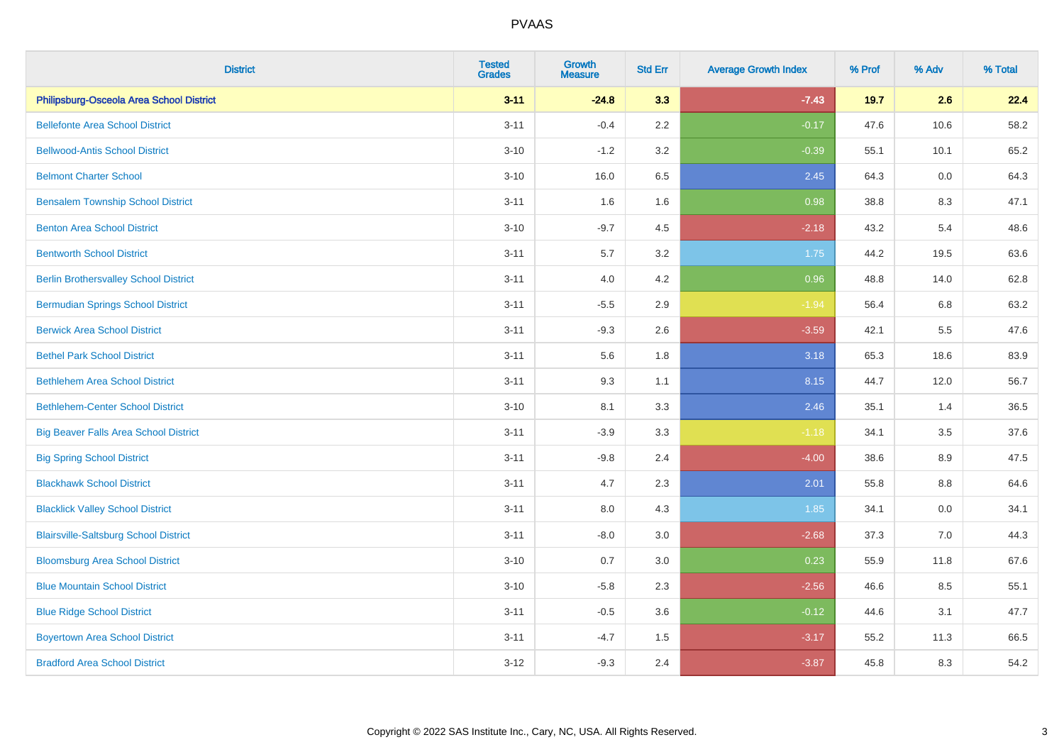| District | Tested Grades | Growth Measure | Std Err | Average Growth Index | % Prof | % Adv | % Total |
|---|---|---|---|---|---|---|---|
| **Philipsburg-Osceola Area School District** | **3-11** | **-24.8** | **3.3** | **-7.43** | **19.7** | **2.6** | **22.4** |
| Bellefonte Area School District | 3-11 | -0.4 | 2.2 | -0.17 | 47.6 | 10.6 | 58.2 |
| Bellwood-Antis School District | 3-10 | -1.2 | 3.2 | -0.39 | 55.1 | 10.1 | 65.2 |
| Belmont Charter School | 3-10 | 16.0 | 6.5 | 2.45 | 64.3 | 0.0 | 64.3 |
| Bensalem Township School District | 3-11 | 1.6 | 1.6 | 0.98 | 38.8 | 8.3 | 47.1 |
| Benton Area School District | 3-10 | -9.7 | 4.5 | -2.18 | 43.2 | 5.4 | 48.6 |
| Bentworth School District | 3-11 | 5.7 | 3.2 | 1.75 | 44.2 | 19.5 | 63.6 |
| Berlin Brothersvalley School District | 3-11 | 4.0 | 4.2 | 0.96 | 48.8 | 14.0 | 62.8 |
| Bermudian Springs School District | 3-11 | -5.5 | 2.9 | -1.94 | 56.4 | 6.8 | 63.2 |
| Berwick Area School District | 3-11 | -9.3 | 2.6 | -3.59 | 42.1 | 5.5 | 47.6 |
| Bethel Park School District | 3-11 | 5.6 | 1.8 | 3.18 | 65.3 | 18.6 | 83.9 |
| Bethlehem Area School District | 3-11 | 9.3 | 1.1 | 8.15 | 44.7 | 12.0 | 56.7 |
| Bethlehem-Center School District | 3-10 | 8.1 | 3.3 | 2.46 | 35.1 | 1.4 | 36.5 |
| Big Beaver Falls Area School District | 3-11 | -3.9 | 3.3 | -1.18 | 34.1 | 3.5 | 37.6 |
| Big Spring School District | 3-11 | -9.8 | 2.4 | -4.00 | 38.6 | 8.9 | 47.5 |
| Blackhawk School District | 3-11 | 4.7 | 2.3 | 2.01 | 55.8 | 8.8 | 64.6 |
| Blacklick Valley School District | 3-11 | 8.0 | 4.3 | 1.85 | 34.1 | 0.0 | 34.1 |
| Blairsville-Saltsburg School District | 3-11 | -8.0 | 3.0 | -2.68 | 37.3 | 7.0 | 44.3 |
| Bloomsburg Area School District | 3-10 | 0.7 | 3.0 | 0.23 | 55.9 | 11.8 | 67.6 |
| Blue Mountain School District | 3-10 | -5.8 | 2.3 | -2.56 | 46.6 | 8.5 | 55.1 |
| Blue Ridge School District | 3-11 | -0.5 | 3.6 | -0.12 | 44.6 | 3.1 | 47.7 |
| Boyertown Area School District | 3-11 | -4.7 | 1.5 | -3.17 | 55.2 | 11.3 | 66.5 |
| Bradford Area School District | 3-12 | -9.3 | 2.4 | -3.87 | 45.8 | 8.3 | 54.2 |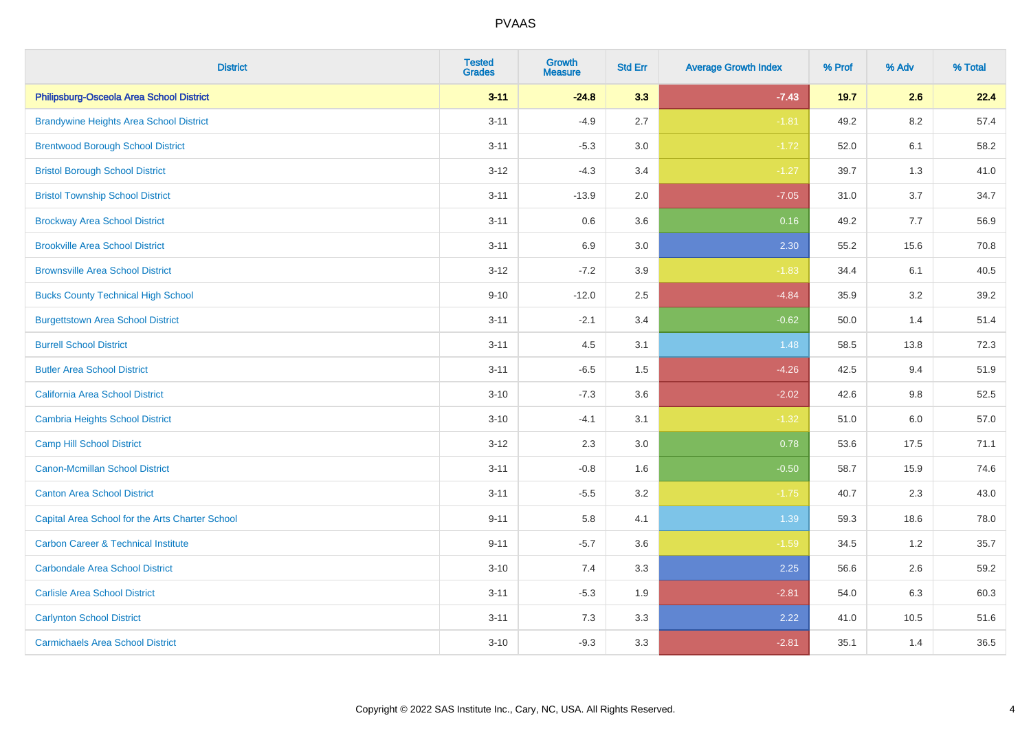| District | Tested Grades | Growth Measure | Std Err | Average Growth Index | % Prof | % Adv | % Total |
|---|---|---|---|---|---|---|---|
| **Philipsburg-Osceola Area School District** | **3-11** | **-24.8** | **3.3** | **-7.43** | **19.7** | **2.6** | **22.4** |
| Brandywine Heights Area School District | 3-11 | -4.9 | 2.7 | -1.81 | 49.2 | 8.2 | 57.4 |
| Brentwood Borough School District | 3-11 | -5.3 | 3.0 | -1.72 | 52.0 | 6.1 | 58.2 |
| Bristol Borough School District | 3-12 | -4.3 | 3.4 | -1.27 | 39.7 | 1.3 | 41.0 |
| Bristol Township School District | 3-11 | -13.9 | 2.0 | -7.05 | 31.0 | 3.7 | 34.7 |
| Brockway Area School District | 3-11 | 0.6 | 3.6 | 0.16 | 49.2 | 7.7 | 56.9 |
| Brookville Area School District | 3-11 | 6.9 | 3.0 | 2.30 | 55.2 | 15.6 | 70.8 |
| Brownsville Area School District | 3-12 | -7.2 | 3.9 | -1.83 | 34.4 | 6.1 | 40.5 |
| Bucks County Technical High School | 9-10 | -12.0 | 2.5 | -4.84 | 35.9 | 3.2 | 39.2 |
| Burgettstown Area School District | 3-11 | -2.1 | 3.4 | -0.62 | 50.0 | 1.4 | 51.4 |
| Burrell School District | 3-11 | 4.5 | 3.1 | 1.48 | 58.5 | 13.8 | 72.3 |
| Butler Area School District | 3-11 | -6.5 | 1.5 | -4.26 | 42.5 | 9.4 | 51.9 |
| California Area School District | 3-10 | -7.3 | 3.6 | -2.02 | 42.6 | 9.8 | 52.5 |
| Cambria Heights School District | 3-10 | -4.1 | 3.1 | -1.32 | 51.0 | 6.0 | 57.0 |
| Camp Hill School District | 3-12 | 2.3 | 3.0 | 0.78 | 53.6 | 17.5 | 71.1 |
| Canon-Mcmillan School District | 3-11 | -0.8 | 1.6 | -0.50 | 58.7 | 15.9 | 74.6 |
| Canton Area School District | 3-11 | -5.5 | 3.2 | -1.75 | 40.7 | 2.3 | 43.0 |
| Capital Area School for the Arts Charter School | 9-11 | 5.8 | 4.1 | 1.39 | 59.3 | 18.6 | 78.0 |
| Carbon Career & Technical Institute | 9-11 | -5.7 | 3.6 | -1.59 | 34.5 | 1.2 | 35.7 |
| Carbondale Area School District | 3-10 | 7.4 | 3.3 | 2.25 | 56.6 | 2.6 | 59.2 |
| Carlisle Area School District | 3-11 | -5.3 | 1.9 | -2.81 | 54.0 | 6.3 | 60.3 |
| Carlynton School District | 3-11 | 7.3 | 3.3 | 2.22 | 41.0 | 10.5 | 51.6 |
| Carmichaels Area School District | 3-10 | -9.3 | 3.3 | -2.81 | 35.1 | 1.4 | 36.5 |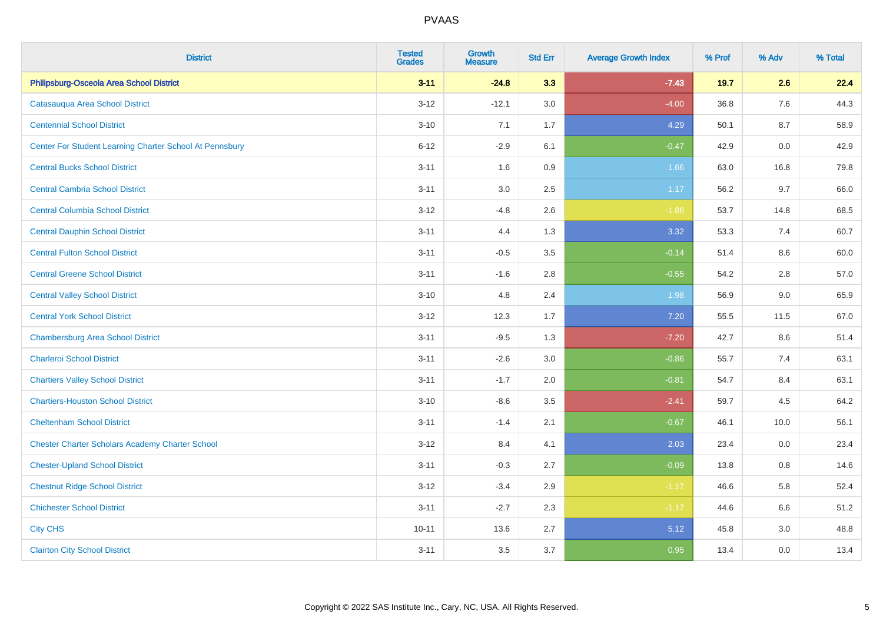| District | Tested Grades | Growth Measure | Std Err | Average Growth Index | % Prof | % Adv | % Total |
|---|---|---|---|---|---|---|---|
| **Philipsburg-Osceola Area School District** | **3-11** | **-24.8** | **3.3** | **-7.43** | **19.7** | **2.6** | **22.4** |
| Catasauqua Area School District | 3-12 | -12.1 | 3.0 | -4.00 | 36.8 | 7.6 | 44.3 |
| Centennial School District | 3-10 | 7.1 | 1.7 | 4.29 | 50.1 | 8.7 | 58.9 |
| Center For Student Learning Charter School At Pennsbury | 6-12 | -2.9 | 6.1 | -0.47 | 42.9 | 0.0 | 42.9 |
| Central Bucks School District | 3-11 | 1.6 | 0.9 | 1.66 | 63.0 | 16.8 | 79.8 |
| Central Cambria School District | 3-11 | 3.0 | 2.5 | 1.17 | 56.2 | 9.7 | 66.0 |
| Central Columbia School District | 3-12 | -4.8 | 2.6 | -1.86 | 53.7 | 14.8 | 68.5 |
| Central Dauphin School District | 3-11 | 4.4 | 1.3 | 3.32 | 53.3 | 7.4 | 60.7 |
| Central Fulton School District | 3-11 | -0.5 | 3.5 | -0.14 | 51.4 | 8.6 | 60.0 |
| Central Greene School District | 3-11 | -1.6 | 2.8 | -0.55 | 54.2 | 2.8 | 57.0 |
| Central Valley School District | 3-10 | 4.8 | 2.4 | 1.98 | 56.9 | 9.0 | 65.9 |
| Central York School District | 3-12 | 12.3 | 1.7 | 7.20 | 55.5 | 11.5 | 67.0 |
| Chambersburg Area School District | 3-11 | -9.5 | 1.3 | -7.20 | 42.7 | 8.6 | 51.4 |
| Charleroi School District | 3-11 | -2.6 | 3.0 | -0.86 | 55.7 | 7.4 | 63.1 |
| Chartiers Valley School District | 3-11 | -1.7 | 2.0 | -0.81 | 54.7 | 8.4 | 63.1 |
| Chartiers-Houston School District | 3-10 | -8.6 | 3.5 | -2.41 | 59.7 | 4.5 | 64.2 |
| Cheltenham School District | 3-11 | -1.4 | 2.1 | -0.67 | 46.1 | 10.0 | 56.1 |
| Chester Charter Scholars Academy Charter School | 3-12 | 8.4 | 4.1 | 2.03 | 23.4 | 0.0 | 23.4 |
| Chester-Upland School District | 3-11 | -0.3 | 2.7 | -0.09 | 13.8 | 0.8 | 14.6 |
| Chestnut Ridge School District | 3-12 | -3.4 | 2.9 | -1.17 | 46.6 | 5.8 | 52.4 |
| Chichester School District | 3-11 | -2.7 | 2.3 | -1.17 | 44.6 | 6.6 | 51.2 |
| City CHS | 10-11 | 13.6 | 2.7 | 5.12 | 45.8 | 3.0 | 48.8 |
| Clairton City School District | 3-11 | 3.5 | 3.7 | 0.95 | 13.4 | 0.0 | 13.4 |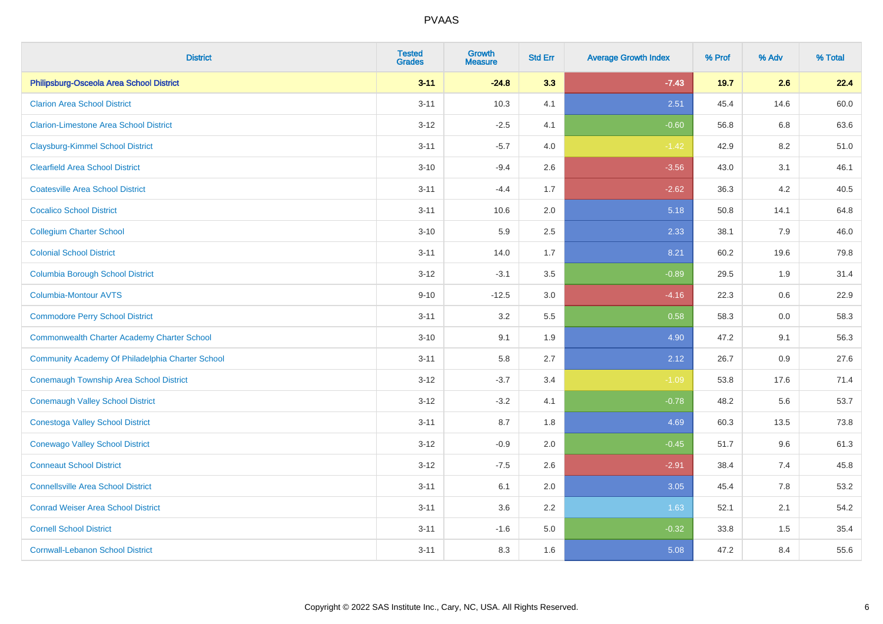# PVAAS

| District | Tested Grades | Growth Measure | Std Err | Average Growth Index | % Prof | % Adv | % Total |
|---|---|---|---|---|---|---|---|
| **Philipsburg-Osceola Area School District** | **3-11** | **-24.8** | **3.3** | **-7.43** | **19.7** | **2.6** | **22.4** |
| Clarion Area School District | 3-11 | 10.3 | 4.1 | 2.51 | 45.4 | 14.6 | 60.0 |
| Clarion-Limestone Area School District | 3-12 | -2.5 | 4.1 | -0.60 | 56.8 | 6.8 | 63.6 |
| Claysburg-Kimmel School District | 3-11 | -5.7 | 4.0 | -1.42 | 42.9 | 8.2 | 51.0 |
| Clearfield Area School District | 3-10 | -9.4 | 2.6 | -3.56 | 43.0 | 3.1 | 46.1 |
| Coatesville Area School District | 3-11 | -4.4 | 1.7 | -2.62 | 36.3 | 4.2 | 40.5 |
| Cocalico School District | 3-11 | 10.6 | 2.0 | 5.18 | 50.8 | 14.1 | 64.8 |
| Collegium Charter School | 3-10 | 5.9 | 2.5 | 2.33 | 38.1 | 7.9 | 46.0 |
| Colonial School District | 3-11 | 14.0 | 1.7 | 8.21 | 60.2 | 19.6 | 79.8 |
| Columbia Borough School District | 3-12 | -3.1 | 3.5 | -0.89 | 29.5 | 1.9 | 31.4 |
| Columbia-Montour AVTS | 9-10 | -12.5 | 3.0 | -4.16 | 22.3 | 0.6 | 22.9 |
| Commodore Perry School District | 3-11 | 3.2 | 5.5 | 0.58 | 58.3 | 0.0 | 58.3 |
| Commonwealth Charter Academy Charter School | 3-10 | 9.1 | 1.9 | 4.90 | 47.2 | 9.1 | 56.3 |
| Community Academy Of Philadelphia Charter School | 3-11 | 5.8 | 2.7 | 2.12 | 26.7 | 0.9 | 27.6 |
| Conemaugh Township Area School District | 3-12 | -3.7 | 3.4 | -1.09 | 53.8 | 17.6 | 71.4 |
| Conemaugh Valley School District | 3-12 | -3.2 | 4.1 | -0.78 | 48.2 | 5.6 | 53.7 |
| Conestoga Valley School District | 3-11 | 8.7 | 1.8 | 4.69 | 60.3 | 13.5 | 73.8 |
| Conewago Valley School District | 3-12 | -0.9 | 2.0 | -0.45 | 51.7 | 9.6 | 61.3 |
| Conneaut School District | 3-12 | -7.5 | 2.6 | -2.91 | 38.4 | 7.4 | 45.8 |
| Connellsville Area School District | 3-11 | 6.1 | 2.0 | 3.05 | 45.4 | 7.8 | 53.2 |
| Conrad Weiser Area School District | 3-11 | 3.6 | 2.2 | 1.63 | 52.1 | 2.1 | 54.2 |
| Cornell School District | 3-11 | -1.6 | 5.0 | -0.32 | 33.8 | 1.5 | 35.4 |
| Cornwall-Lebanon School District | 3-11 | 8.3 | 1.6 | 5.08 | 47.2 | 8.4 | 55.6 |

Copyright © 2022 SAS Institute Inc., Cary, NC, USA. All Rights Reserved.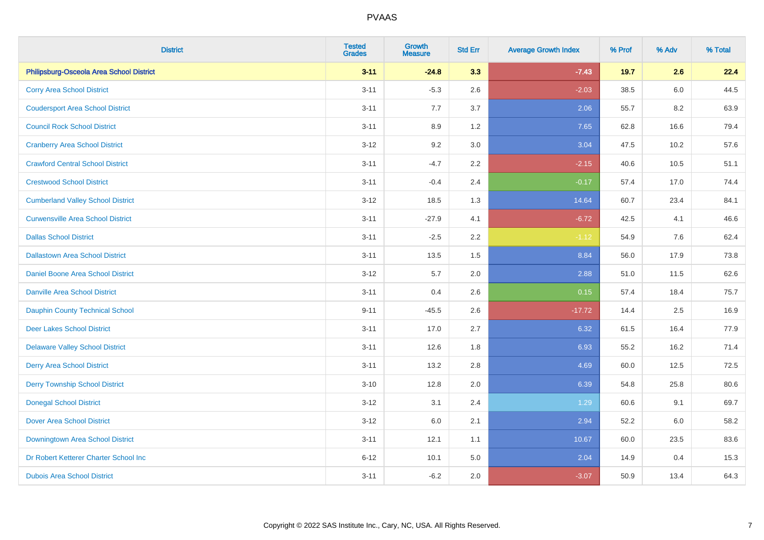# PVAAS

| District | Tested Grades | Growth Measure | Std Err | Average Growth Index | % Prof | % Adv | % Total |
|---|---|---|---|---|---|---|---|
| **Philipsburg-Osceola Area School District** | **3-11** | **-24.8** | **3.3** | **-7.43** | **19.7** | **2.6** | **22.4** |
| Corry Area School District | 3-11 | -5.3 | 2.6 | -2.03 | 38.5 | 6.0 | 44.5 |
| Coudersport Area School District | 3-11 | 7.7 | 3.7 | 2.06 | 55.7 | 8.2 | 63.9 |
| Council Rock School District | 3-11 | 8.9 | 1.2 | 7.65 | 62.8 | 16.6 | 79.4 |
| Cranberry Area School District | 3-12 | 9.2 | 3.0 | 3.04 | 47.5 | 10.2 | 57.6 |
| Crawford Central School District | 3-11 | -4.7 | 2.2 | -2.15 | 40.6 | 10.5 | 51.1 |
| Crestwood School District | 3-11 | -0.4 | 2.4 | -0.17 | 57.4 | 17.0 | 74.4 |
| Cumberland Valley School District | 3-12 | 18.5 | 1.3 | 14.64 | 60.7 | 23.4 | 84.1 |
| Curwensville Area School District | 3-11 | -27.9 | 4.1 | -6.72 | 42.5 | 4.1 | 46.6 |
| Dallas School District | 3-11 | -2.5 | 2.2 | -1.12 | 54.9 | 7.6 | 62.4 |
| Dallastown Area School District | 3-11 | 13.5 | 1.5 | 8.84 | 56.0 | 17.9 | 73.8 |
| Daniel Boone Area School District | 3-12 | 5.7 | 2.0 | 2.88 | 51.0 | 11.5 | 62.6 |
| Danville Area School District | 3-11 | 0.4 | 2.6 | 0.15 | 57.4 | 18.4 | 75.7 |
| Dauphin County Technical School | 9-11 | -45.5 | 2.6 | -17.72 | 14.4 | 2.5 | 16.9 |
| Deer Lakes School District | 3-11 | 17.0 | 2.7 | 6.32 | 61.5 | 16.4 | 77.9 |
| Delaware Valley School District | 3-11 | 12.6 | 1.8 | 6.93 | 55.2 | 16.2 | 71.4 |
| Derry Area School District | 3-11 | 13.2 | 2.8 | 4.69 | 60.0 | 12.5 | 72.5 |
| Derry Township School District | 3-10 | 12.8 | 2.0 | 6.39 | 54.8 | 25.8 | 80.6 |
| Donegal School District | 3-12 | 3.1 | 2.4 | 1.29 | 60.6 | 9.1 | 69.7 |
| Dover Area School District | 3-12 | 6.0 | 2.1 | 2.94 | 52.2 | 6.0 | 58.2 |
| Downingtown Area School District | 3-11 | 12.1 | 1.1 | 10.67 | 60.0 | 23.5 | 83.6 |
| Dr Robert Ketterer Charter School Inc | 6-12 | 10.1 | 5.0 | 2.04 | 14.9 | 0.4 | 15.3 |
| Dubois Area School District | 3-11 | -6.2 | 2.0 | -3.07 | 50.9 | 13.4 | 64.3 |

Copyright © 2022 SAS Institute Inc., Cary, NC, USA. All Rights Reserved.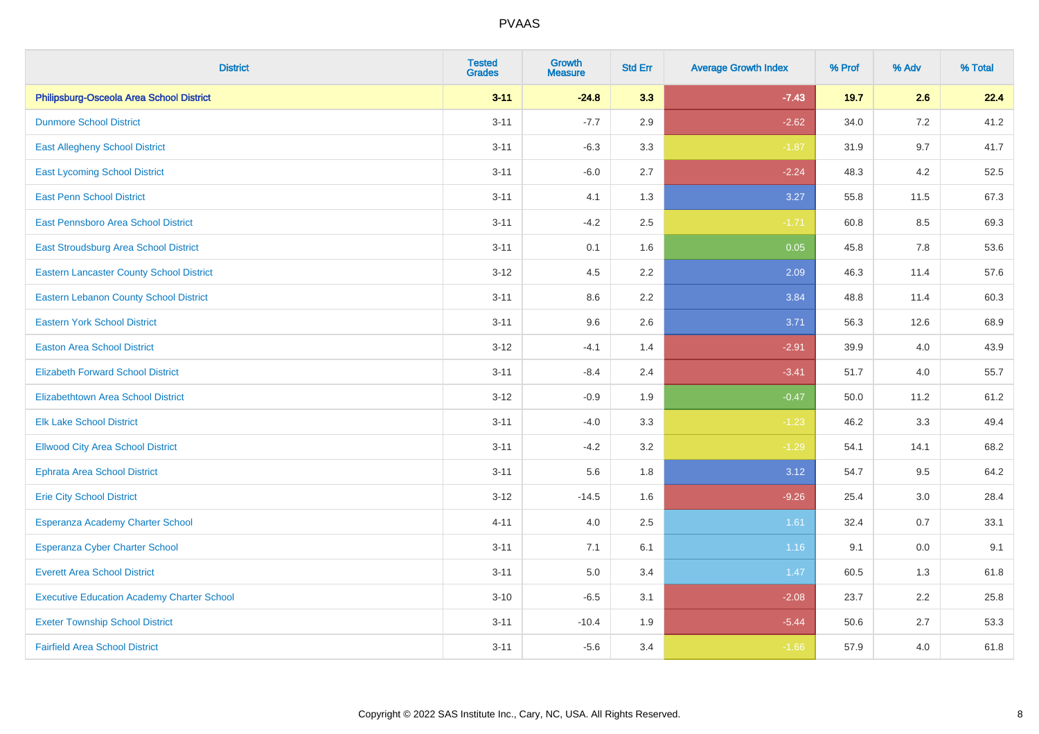| District | Tested Grades | Growth Measure | Std Err | Average Growth Index | % Prof | % Adv | % Total |
|---|---|---|---|---|---|---|---|
| **Philipsburg-Osceola Area School District** | **3-11** | **-24.8** | **3.3** | **-7.43** | **19.7** | **2.6** | **22.4** |
| Dunmore School District | 3-11 | -7.7 | 2.9 | -2.62 | 34.0 | 7.2 | 41.2 |
| East Allegheny School District | 3-11 | -6.3 | 3.3 | -1.87 | 31.9 | 9.7 | 41.7 |
| East Lycoming School District | 3-11 | -6.0 | 2.7 | -2.24 | 48.3 | 4.2 | 52.5 |
| East Penn School District | 3-11 | 4.1 | 1.3 | 3.27 | 55.8 | 11.5 | 67.3 |
| East Pennsboro Area School District | 3-11 | -4.2 | 2.5 | -1.71 | 60.8 | 8.5 | 69.3 |
| East Stroudsburg Area School District | 3-11 | 0.1 | 1.6 | 0.05 | 45.8 | 7.8 | 53.6 |
| Eastern Lancaster County School District | 3-12 | 4.5 | 2.2 | 2.09 | 46.3 | 11.4 | 57.6 |
| Eastern Lebanon County School District | 3-11 | 8.6 | 2.2 | 3.84 | 48.8 | 11.4 | 60.3 |
| Eastern York School District | 3-11 | 9.6 | 2.6 | 3.71 | 56.3 | 12.6 | 68.9 |
| Easton Area School District | 3-12 | -4.1 | 1.4 | -2.91 | 39.9 | 4.0 | 43.9 |
| Elizabeth Forward School District | 3-11 | -8.4 | 2.4 | -3.41 | 51.7 | 4.0 | 55.7 |
| Elizabethtown Area School District | 3-12 | -0.9 | 1.9 | -0.47 | 50.0 | 11.2 | 61.2 |
| Elk Lake School District | 3-11 | -4.0 | 3.3 | -1.23 | 46.2 | 3.3 | 49.4 |
| Ellwood City Area School District | 3-11 | -4.2 | 3.2 | -1.29 | 54.1 | 14.1 | 68.2 |
| Ephrata Area School District | 3-11 | 5.6 | 1.8 | 3.12 | 54.7 | 9.5 | 64.2 |
| Erie City School District | 3-12 | -14.5 | 1.6 | -9.26 | 25.4 | 3.0 | 28.4 |
| Esperanza Academy Charter School | 4-11 | 4.0 | 2.5 | 1.61 | 32.4 | 0.7 | 33.1 |
| Esperanza Cyber Charter School | 3-11 | 7.1 | 6.1 | 1.16 | 9.1 | 0.0 | 9.1 |
| Everett Area School District | 3-11 | 5.0 | 3.4 | 1.47 | 60.5 | 1.3 | 61.8 |
| Executive Education Academy Charter School | 3-10 | -6.5 | 3.1 | -2.08 | 23.7 | 2.2 | 25.8 |
| Exeter Township School District | 3-11 | -10.4 | 1.9 | -5.44 | 50.6 | 2.7 | 53.3 |
| Fairfield Area School District | 3-11 | -5.6 | 3.4 | -1.66 | 57.9 | 4.0 | 61.8 |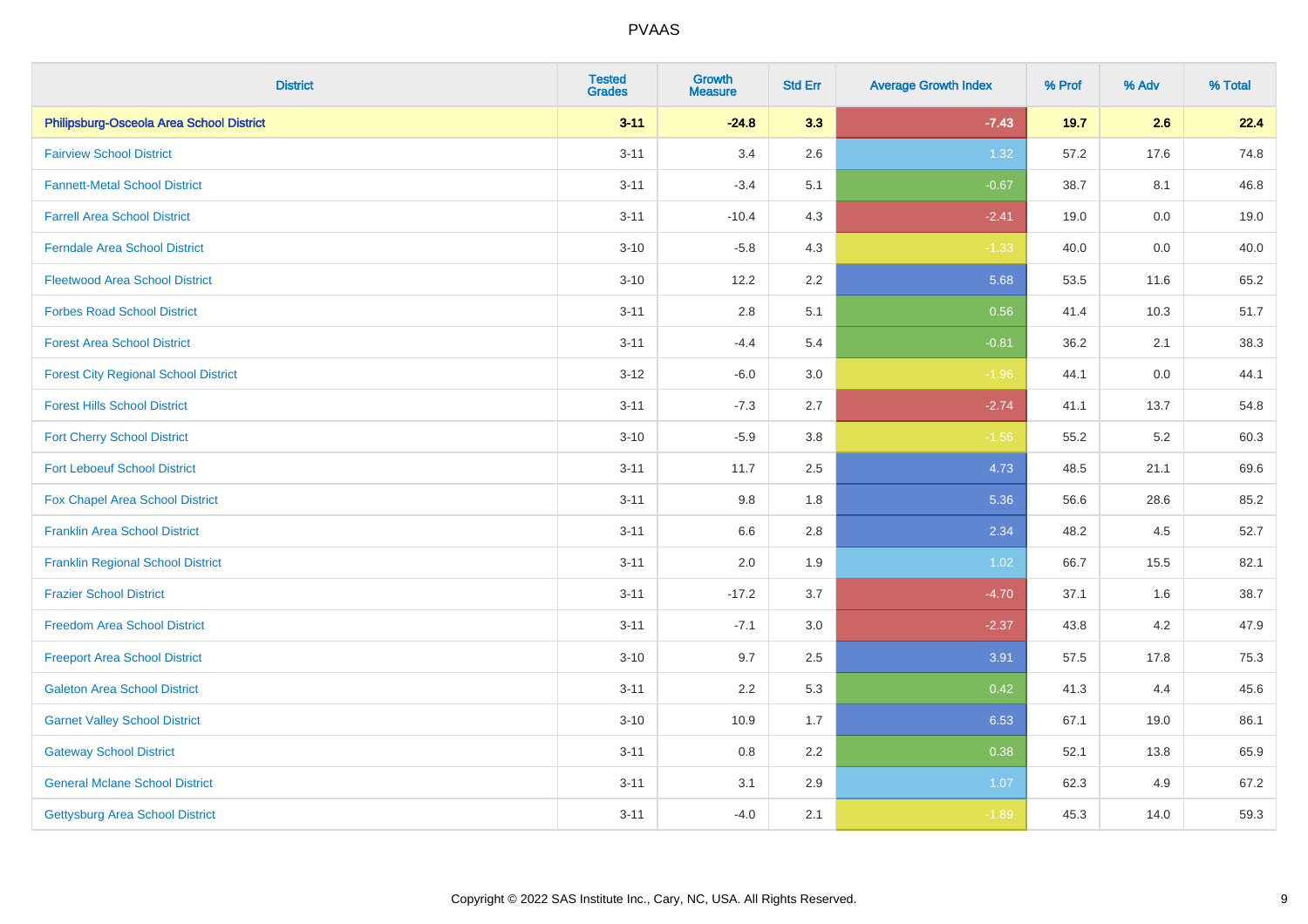| District | Tested Grades | Growth Measure | Std Err | Average Growth Index | % Prof | % Adv | % Total |
|---|---|---|---|---|---|---|---|
| **Philipsburg-Osceola Area School District** | **3-11** | **-24.8** | **3.3** | **-7.43** | **19.7** | **2.6** | **22.4** |
| Fairview School District | 3-11 | 3.4 | 2.6 | 1.32 | 57.2 | 17.6 | 74.8 |
| Fannett-Metal School District | 3-11 | -3.4 | 5.1 | -0.67 | 38.7 | 8.1 | 46.8 |
| Farrell Area School District | 3-11 | -10.4 | 4.3 | -2.41 | 19.0 | 0.0 | 19.0 |
| Ferndale Area School District | 3-10 | -5.8 | 4.3 | -1.33 | 40.0 | 0.0 | 40.0 |
| Fleetwood Area School District | 3-10 | 12.2 | 2.2 | 5.68 | 53.5 | 11.6 | 65.2 |
| Forbes Road School District | 3-11 | 2.8 | 5.1 | 0.56 | 41.4 | 10.3 | 51.7 |
| Forest Area School District | 3-11 | -4.4 | 5.4 | -0.81 | 36.2 | 2.1 | 38.3 |
| Forest City Regional School District | 3-12 | -6.0 | 3.0 | -1.96 | 44.1 | 0.0 | 44.1 |
| Forest Hills School District | 3-11 | -7.3 | 2.7 | -2.74 | 41.1 | 13.7 | 54.8 |
| Fort Cherry School District | 3-10 | -5.9 | 3.8 | -1.56 | 55.2 | 5.2 | 60.3 |
| Fort Leboeuf School District | 3-11 | 11.7 | 2.5 | 4.73 | 48.5 | 21.1 | 69.6 |
| Fox Chapel Area School District | 3-11 | 9.8 | 1.8 | 5.36 | 56.6 | 28.6 | 85.2 |
| Franklin Area School District | 3-11 | 6.6 | 2.8 | 2.34 | 48.2 | 4.5 | 52.7 |
| Franklin Regional School District | 3-11 | 2.0 | 1.9 | 1.02 | 66.7 | 15.5 | 82.1 |
| Frazier School District | 3-11 | -17.2 | 3.7 | -4.70 | 37.1 | 1.6 | 38.7 |
| Freedom Area School District | 3-11 | -7.1 | 3.0 | -2.37 | 43.8 | 4.2 | 47.9 |
| Freeport Area School District | 3-10 | 9.7 | 2.5 | 3.91 | 57.5 | 17.8 | 75.3 |
| Galeton Area School District | 3-11 | 2.2 | 5.3 | 0.42 | 41.3 | 4.4 | 45.6 |
| Garnet Valley School District | 3-10 | 10.9 | 1.7 | 6.53 | 67.1 | 19.0 | 86.1 |
| Gateway School District | 3-11 | 0.8 | 2.2 | 0.38 | 52.1 | 13.8 | 65.9 |
| General Mclane School District | 3-11 | 3.1 | 2.9 | 1.07 | 62.3 | 4.9 | 67.2 |
| Gettysburg Area School District | 3-11 | -4.0 | 2.1 | -1.89 | 45.3 | 14.0 | 59.3 |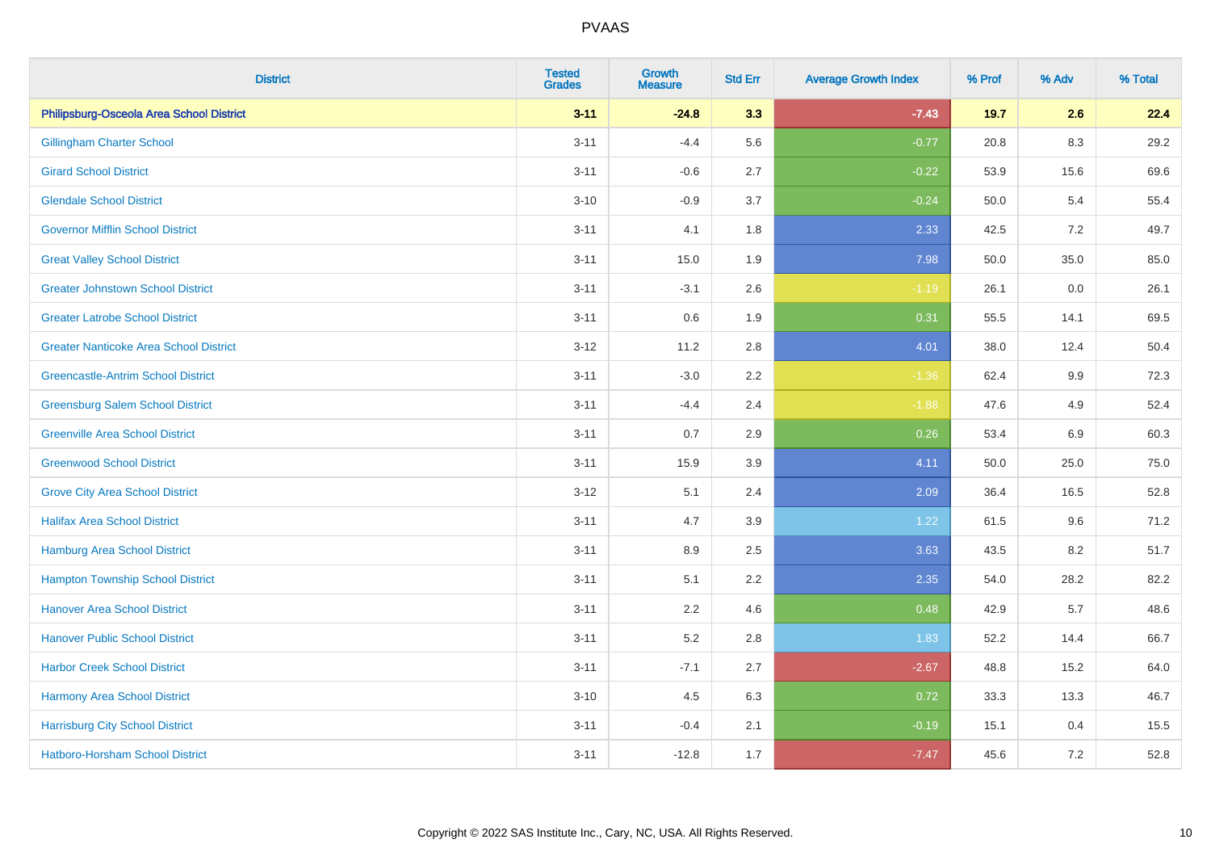| District | Tested Grades | Growth Measure | Std Err | Average Growth Index | % Prof | % Adv | % Total |
|---|---|---|---|---|---|---|---|
| **Philipsburg-Osceola Area School District** | **3-11** | **-24.8** | **3.3** | **-7.43** | **19.7** | **2.6** | **22.4** |
| Gillingham Charter School | 3-11 | -4.4 | 5.6 | -0.77 | 20.8 | 8.3 | 29.2 |
| Girard School District | 3-11 | -0.6 | 2.7 | -0.22 | 53.9 | 15.6 | 69.6 |
| Glendale School District | 3-10 | -0.9 | 3.7 | -0.24 | 50.0 | 5.4 | 55.4 |
| Governor Mifflin School District | 3-11 | 4.1 | 1.8 | 2.33 | 42.5 | 7.2 | 49.7 |
| Great Valley School District | 3-11 | 15.0 | 1.9 | 7.98 | 50.0 | 35.0 | 85.0 |
| Greater Johnstown School District | 3-11 | -3.1 | 2.6 | -1.19 | 26.1 | 0.0 | 26.1 |
| Greater Latrobe School District | 3-11 | 0.6 | 1.9 | 0.31 | 55.5 | 14.1 | 69.5 |
| Greater Nanticoke Area School District | 3-12 | 11.2 | 2.8 | 4.01 | 38.0 | 12.4 | 50.4 |
| Greencastle-Antrim School District | 3-11 | -3.0 | 2.2 | -1.36 | 62.4 | 9.9 | 72.3 |
| Greensburg Salem School District | 3-11 | -4.4 | 2.4 | -1.88 | 47.6 | 4.9 | 52.4 |
| Greenville Area School District | 3-11 | 0.7 | 2.9 | 0.26 | 53.4 | 6.9 | 60.3 |
| Greenwood School District | 3-11 | 15.9 | 3.9 | 4.11 | 50.0 | 25.0 | 75.0 |
| Grove City Area School District | 3-12 | 5.1 | 2.4 | 2.09 | 36.4 | 16.5 | 52.8 |
| Halifax Area School District | 3-11 | 4.7 | 3.9 | 1.22 | 61.5 | 9.6 | 71.2 |
| Hamburg Area School District | 3-11 | 8.9 | 2.5 | 3.63 | 43.5 | 8.2 | 51.7 |
| Hampton Township School District | 3-11 | 5.1 | 2.2 | 2.35 | 54.0 | 28.2 | 82.2 |
| Hanover Area School District | 3-11 | 2.2 | 4.6 | 0.48 | 42.9 | 5.7 | 48.6 |
| Hanover Public School District | 3-11 | 5.2 | 2.8 | 1.83 | 52.2 | 14.4 | 66.7 |
| Harbor Creek School District | 3-11 | -7.1 | 2.7 | -2.67 | 48.8 | 15.2 | 64.0 |
| Harmony Area School District | 3-10 | 4.5 | 6.3 | 0.72 | 33.3 | 13.3 | 46.7 |
| Harrisburg City School District | 3-11 | -0.4 | 2.1 | -0.19 | 15.1 | 0.4 | 15.5 |
| Hatboro-Horsham School District | 3-11 | -12.8 | 1.7 | -7.47 | 45.6 | 7.2 | 52.8 |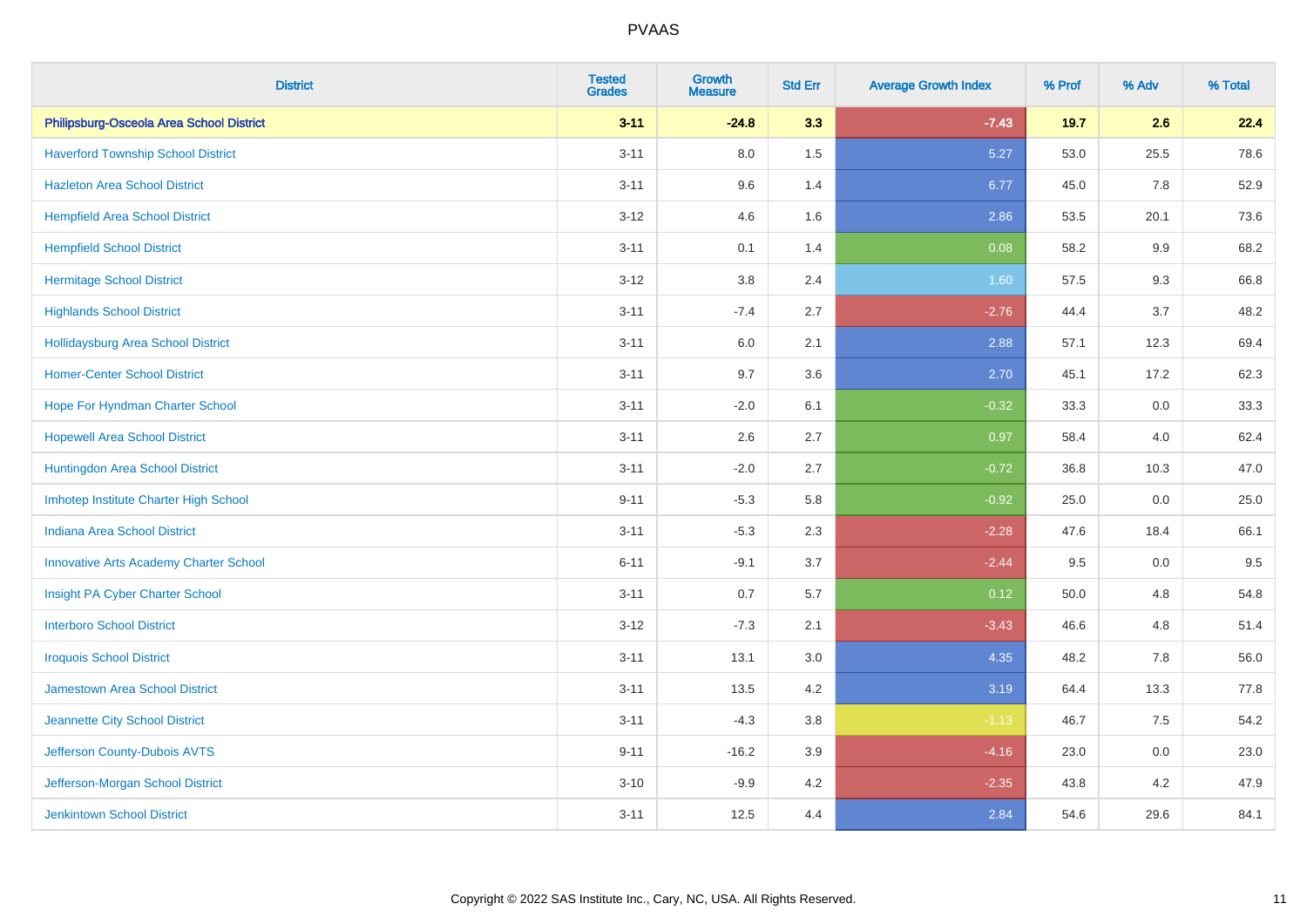# PVAAS

| District | Tested Grades | Growth Measure | Std Err | Average Growth Index | % Prof | % Adv | % Total |
|---|---|---|---|---|---|---|---|
| **Philipsburg-Osceola Area School District** | **3-11** | **-24.8** | **3.3** | **-7.43** | **19.7** | **2.6** | **22.4** |
| Haverford Township School District | 3-11 | 8.0 | 1.5 | 5.27 | 53.0 | 25.5 | 78.6 |
| Hazleton Area School District | 3-11 | 9.6 | 1.4 | 6.77 | 45.0 | 7.8 | 52.9 |
| Hempfield Area School District | 3-12 | 4.6 | 1.6 | 2.86 | 53.5 | 20.1 | 73.6 |
| Hempfield School District | 3-11 | 0.1 | 1.4 | 0.08 | 58.2 | 9.9 | 68.2 |
| Hermitage School District | 3-12 | 3.8 | 2.4 | 1.60 | 57.5 | 9.3 | 66.8 |
| Highlands School District | 3-11 | -7.4 | 2.7 | -2.76 | 44.4 | 3.7 | 48.2 |
| Hollidaysburg Area School District | 3-11 | 6.0 | 2.1 | 2.88 | 57.1 | 12.3 | 69.4 |
| Homer-Center School District | 3-11 | 9.7 | 3.6 | 2.70 | 45.1 | 17.2 | 62.3 |
| Hope For Hyndman Charter School | 3-11 | -2.0 | 6.1 | -0.32 | 33.3 | 0.0 | 33.3 |
| Hopewell Area School District | 3-11 | 2.6 | 2.7 | 0.97 | 58.4 | 4.0 | 62.4 |
| Huntingdon Area School District | 3-11 | -2.0 | 2.7 | -0.72 | 36.8 | 10.3 | 47.0 |
| Imhotep Institute Charter High School | 9-11 | -5.3 | 5.8 | -0.92 | 25.0 | 0.0 | 25.0 |
| Indiana Area School District | 3-11 | -5.3 | 2.3 | -2.28 | 47.6 | 18.4 | 66.1 |
| Innovative Arts Academy Charter School | 6-11 | -9.1 | 3.7 | -2.44 | 9.5 | 0.0 | 9.5 |
| Insight PA Cyber Charter School | 3-11 | 0.7 | 5.7 | 0.12 | 50.0 | 4.8 | 54.8 |
| Interboro School District | 3-12 | -7.3 | 2.1 | -3.43 | 46.6 | 4.8 | 51.4 |
| Iroquois School District | 3-11 | 13.1 | 3.0 | 4.35 | 48.2 | 7.8 | 56.0 |
| Jamestown Area School District | 3-11 | 13.5 | 4.2 | 3.19 | 64.4 | 13.3 | 77.8 |
| Jeannette City School District | 3-11 | -4.3 | 3.8 | -1.13 | 46.7 | 7.5 | 54.2 |
| Jefferson County-Dubois AVTS | 9-11 | -16.2 | 3.9 | -4.16 | 23.0 | 0.0 | 23.0 |
| Jefferson-Morgan School District | 3-10 | -9.9 | 4.2 | -2.35 | 43.8 | 4.2 | 47.9 |
| Jenkintown School District | 3-11 | 12.5 | 4.4 | 2.84 | 54.6 | 29.6 | 84.1 |

Copyright © 2022 SAS Institute Inc., Cary, NC, USA. All Rights Reserved.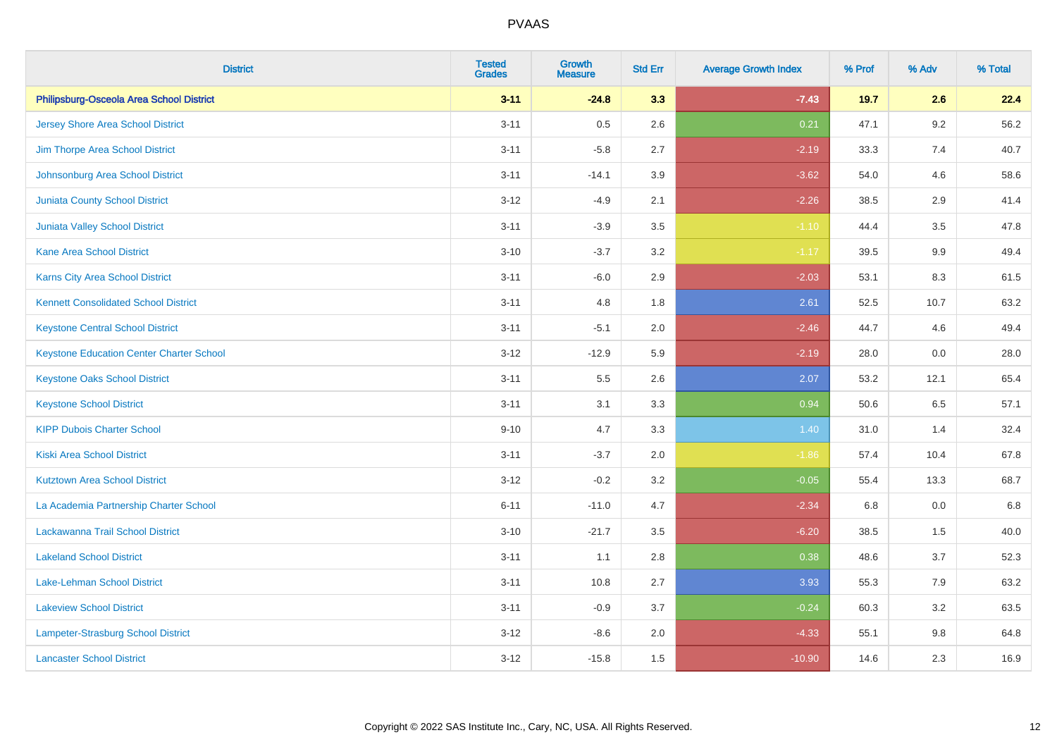# PVAAS

| District | Tested Grades | Growth Measure | Std Err | Average Growth Index | % Prof | % Adv | % Total |
|---|---|---|---|---|---|---|---|
| **Philipsburg-Osceola Area School District** | **3-11** | **-24.8** | **3.3** | **-7.43** | **19.7** | **2.6** | **22.4** |
| Jersey Shore Area School District | 3-11 | 0.5 | 2.6 | 0.21 | 47.1 | 9.2 | 56.2 |
| Jim Thorpe Area School District | 3-11 | -5.8 | 2.7 | -2.19 | 33.3 | 7.4 | 40.7 |
| Johnsonburg Area School District | 3-11 | -14.1 | 3.9 | -3.62 | 54.0 | 4.6 | 58.6 |
| Juniata County School District | 3-12 | -4.9 | 2.1 | -2.26 | 38.5 | 2.9 | 41.4 |
| Juniata Valley School District | 3-11 | -3.9 | 3.5 | -1.10 | 44.4 | 3.5 | 47.8 |
| Kane Area School District | 3-10 | -3.7 | 3.2 | -1.17 | 39.5 | 9.9 | 49.4 |
| Karns City Area School District | 3-11 | -6.0 | 2.9 | -2.03 | 53.1 | 8.3 | 61.5 |
| Kennett Consolidated School District | 3-11 | 4.8 | 1.8 | 2.61 | 52.5 | 10.7 | 63.2 |
| Keystone Central School District | 3-11 | -5.1 | 2.0 | -2.46 | 44.7 | 4.6 | 49.4 |
| Keystone Education Center Charter School | 3-12 | -12.9 | 5.9 | -2.19 | 28.0 | 0.0 | 28.0 |
| Keystone Oaks School District | 3-11 | 5.5 | 2.6 | 2.07 | 53.2 | 12.1 | 65.4 |
| Keystone School District | 3-11 | 3.1 | 3.3 | 0.94 | 50.6 | 6.5 | 57.1 |
| KIPP Dubois Charter School | 9-10 | 4.7 | 3.3 | 1.40 | 31.0 | 1.4 | 32.4 |
| Kiski Area School District | 3-11 | -3.7 | 2.0 | -1.86 | 57.4 | 10.4 | 67.8 |
| Kutztown Area School District | 3-12 | -0.2 | 3.2 | -0.05 | 55.4 | 13.3 | 68.7 |
| La Academia Partnership Charter School | 6-11 | -11.0 | 4.7 | -2.34 | 6.8 | 0.0 | 6.8 |
| Lackawanna Trail School District | 3-10 | -21.7 | 3.5 | -6.20 | 38.5 | 1.5 | 40.0 |
| Lakeland School District | 3-11 | 1.1 | 2.8 | 0.38 | 48.6 | 3.7 | 52.3 |
| Lake-Lehman School District | 3-11 | 10.8 | 2.7 | 3.93 | 55.3 | 7.9 | 63.2 |
| Lakeview School District | 3-11 | -0.9 | 3.7 | -0.24 | 60.3 | 3.2 | 63.5 |
| Lampeter-Strasburg School District | 3-12 | -8.6 | 2.0 | -4.33 | 55.1 | 9.8 | 64.8 |
| Lancaster School District | 3-12 | -15.8 | 1.5 | -10.90 | 14.6 | 2.3 | 16.9 |

Copyright © 2022 SAS Institute Inc., Cary, NC, USA. All Rights Reserved.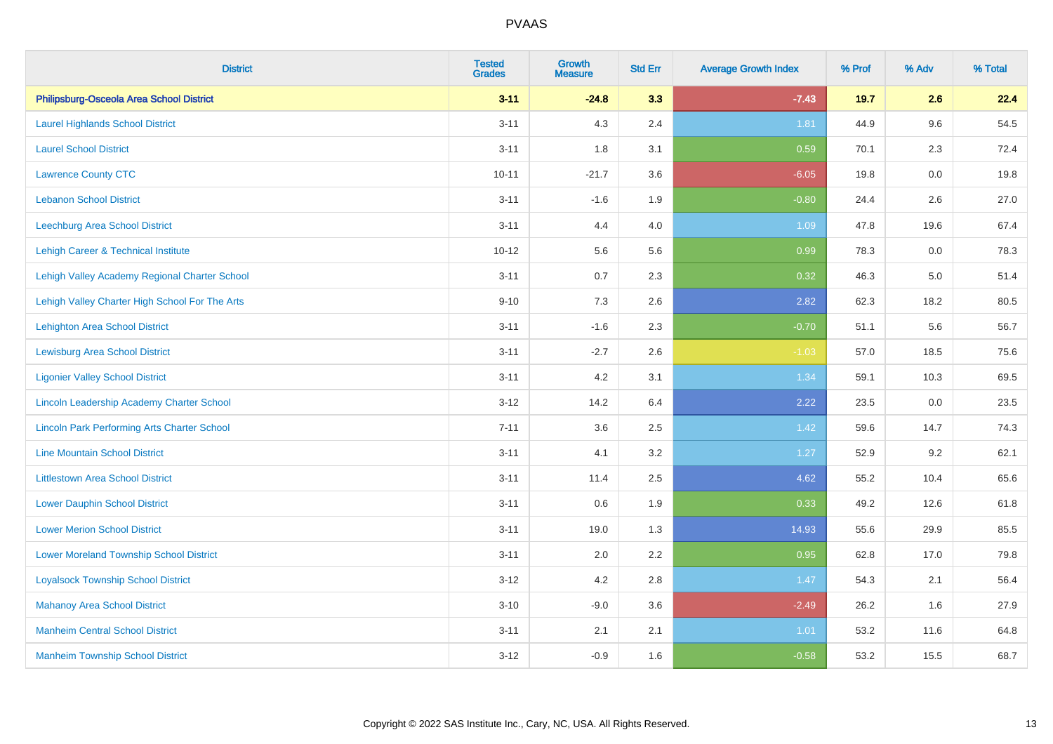# PVAAS

| District | Tested Grades | Growth Measure | Std Err | Average Growth Index | % Prof | % Adv | % Total |
|---|---|---|---|---|---|---|---|
| **Philipsburg-Osceola Area School District** | **3-11** | **-24.8** | **3.3** | **-7.43** | **19.7** | **2.6** | **22.4** |
| Laurel Highlands School District | 3-11 | 4.3 | 2.4 | 1.81 | 44.9 | 9.6 | 54.5 |
| Laurel School District | 3-11 | 1.8 | 3.1 | 0.59 | 70.1 | 2.3 | 72.4 |
| Lawrence County CTC | 10-11 | -21.7 | 3.6 | -6.05 | 19.8 | 0.0 | 19.8 |
| Lebanon School District | 3-11 | -1.6 | 1.9 | -0.80 | 24.4 | 2.6 | 27.0 |
| Leechburg Area School District | 3-11 | 4.4 | 4.0 | 1.09 | 47.8 | 19.6 | 67.4 |
| Lehigh Career & Technical Institute | 10-12 | 5.6 | 5.6 | 0.99 | 78.3 | 0.0 | 78.3 |
| Lehigh Valley Academy Regional Charter School | 3-11 | 0.7 | 2.3 | 0.32 | 46.3 | 5.0 | 51.4 |
| Lehigh Valley Charter High School For The Arts | 9-10 | 7.3 | 2.6 | 2.82 | 62.3 | 18.2 | 80.5 |
| Lehighton Area School District | 3-11 | -1.6 | 2.3 | -0.70 | 51.1 | 5.6 | 56.7 |
| Lewisburg Area School District | 3-11 | -2.7 | 2.6 | -1.03 | 57.0 | 18.5 | 75.6 |
| Ligonier Valley School District | 3-11 | 4.2 | 3.1 | 1.34 | 59.1 | 10.3 | 69.5 |
| Lincoln Leadership Academy Charter School | 3-12 | 14.2 | 6.4 | 2.22 | 23.5 | 0.0 | 23.5 |
| Lincoln Park Performing Arts Charter School | 7-11 | 3.6 | 2.5 | 1.42 | 59.6 | 14.7 | 74.3 |
| Line Mountain School District | 3-11 | 4.1 | 3.2 | 1.27 | 52.9 | 9.2 | 62.1 |
| Littlestown Area School District | 3-11 | 11.4 | 2.5 | 4.62 | 55.2 | 10.4 | 65.6 |
| Lower Dauphin School District | 3-11 | 0.6 | 1.9 | 0.33 | 49.2 | 12.6 | 61.8 |
| Lower Merion School District | 3-11 | 19.0 | 1.3 | 14.93 | 55.6 | 29.9 | 85.5 |
| Lower Moreland Township School District | 3-11 | 2.0 | 2.2 | 0.95 | 62.8 | 17.0 | 79.8 |
| Loyalsock Township School District | 3-12 | 4.2 | 2.8 | 1.47 | 54.3 | 2.1 | 56.4 |
| Mahanoy Area School District | 3-10 | -9.0 | 3.6 | -2.49 | 26.2 | 1.6 | 27.9 |
| Manheim Central School District | 3-11 | 2.1 | 2.1 | 1.01 | 53.2 | 11.6 | 64.8 |
| Manheim Township School District | 3-12 | -0.9 | 1.6 | -0.58 | 53.2 | 15.5 | 68.7 |

Copyright © 2022 SAS Institute Inc., Cary, NC, USA. All Rights Reserved.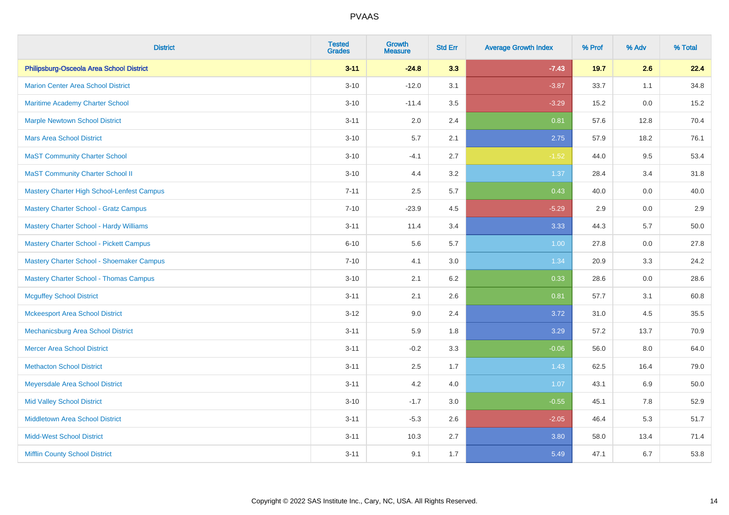# PVAAS

| District | Tested Grades | Growth Measure | Std Err | Average Growth Index | % Prof | % Adv | % Total |
|---|---|---|---|---|---|---|---|
| **Philipsburg-Osceola Area School District** | **3-11** | **-24.8** | **3.3** | **-7.43** | **19.7** | **2.6** | **22.4** |
| Marion Center Area School District | 3-10 | -12.0 | 3.1 | -3.87 | 33.7 | 1.1 | 34.8 |
| Maritime Academy Charter School | 3-10 | -11.4 | 3.5 | -3.29 | 15.2 | 0.0 | 15.2 |
| Marple Newtown School District | 3-11 | 2.0 | 2.4 | 0.81 | 57.6 | 12.8 | 70.4 |
| Mars Area School District | 3-10 | 5.7 | 2.1 | 2.75 | 57.9 | 18.2 | 76.1 |
| MaST Community Charter School | 3-10 | -4.1 | 2.7 | -1.52 | 44.0 | 9.5 | 53.4 |
| MaST Community Charter School II | 3-10 | 4.4 | 3.2 | 1.37 | 28.4 | 3.4 | 31.8 |
| Mastery Charter High School-Lenfest Campus | 7-11 | 2.5 | 5.7 | 0.43 | 40.0 | 0.0 | 40.0 |
| Mastery Charter School - Gratz Campus | 7-10 | -23.9 | 4.5 | -5.29 | 2.9 | 0.0 | 2.9 |
| Mastery Charter School - Hardy Williams | 3-11 | 11.4 | 3.4 | 3.33 | 44.3 | 5.7 | 50.0 |
| Mastery Charter School - Pickett Campus | 6-10 | 5.6 | 5.7 | 1.00 | 27.8 | 0.0 | 27.8 |
| Mastery Charter School - Shoemaker Campus | 7-10 | 4.1 | 3.0 | 1.34 | 20.9 | 3.3 | 24.2 |
| Mastery Charter School - Thomas Campus | 3-10 | 2.1 | 6.2 | 0.33 | 28.6 | 0.0 | 28.6 |
| Mcguffey School District | 3-11 | 2.1 | 2.6 | 0.81 | 57.7 | 3.1 | 60.8 |
| Mckeesport Area School District | 3-12 | 9.0 | 2.4 | 3.72 | 31.0 | 4.5 | 35.5 |
| Mechanicsburg Area School District | 3-11 | 5.9 | 1.8 | 3.29 | 57.2 | 13.7 | 70.9 |
| Mercer Area School District | 3-11 | -0.2 | 3.3 | -0.06 | 56.0 | 8.0 | 64.0 |
| Methacton School District | 3-11 | 2.5 | 1.7 | 1.43 | 62.5 | 16.4 | 79.0 |
| Meyersdale Area School District | 3-11 | 4.2 | 4.0 | 1.07 | 43.1 | 6.9 | 50.0 |
| Mid Valley School District | 3-10 | -1.7 | 3.0 | -0.55 | 45.1 | 7.8 | 52.9 |
| Middletown Area School District | 3-11 | -5.3 | 2.6 | -2.05 | 46.4 | 5.3 | 51.7 |
| Midd-West School District | 3-11 | 10.3 | 2.7 | 3.80 | 58.0 | 13.4 | 71.4 |
| Mifflin County School District | 3-11 | 9.1 | 1.7 | 5.49 | 47.1 | 6.7 | 53.8 |

Copyright © 2022 SAS Institute Inc., Cary, NC, USA. All Rights Reserved.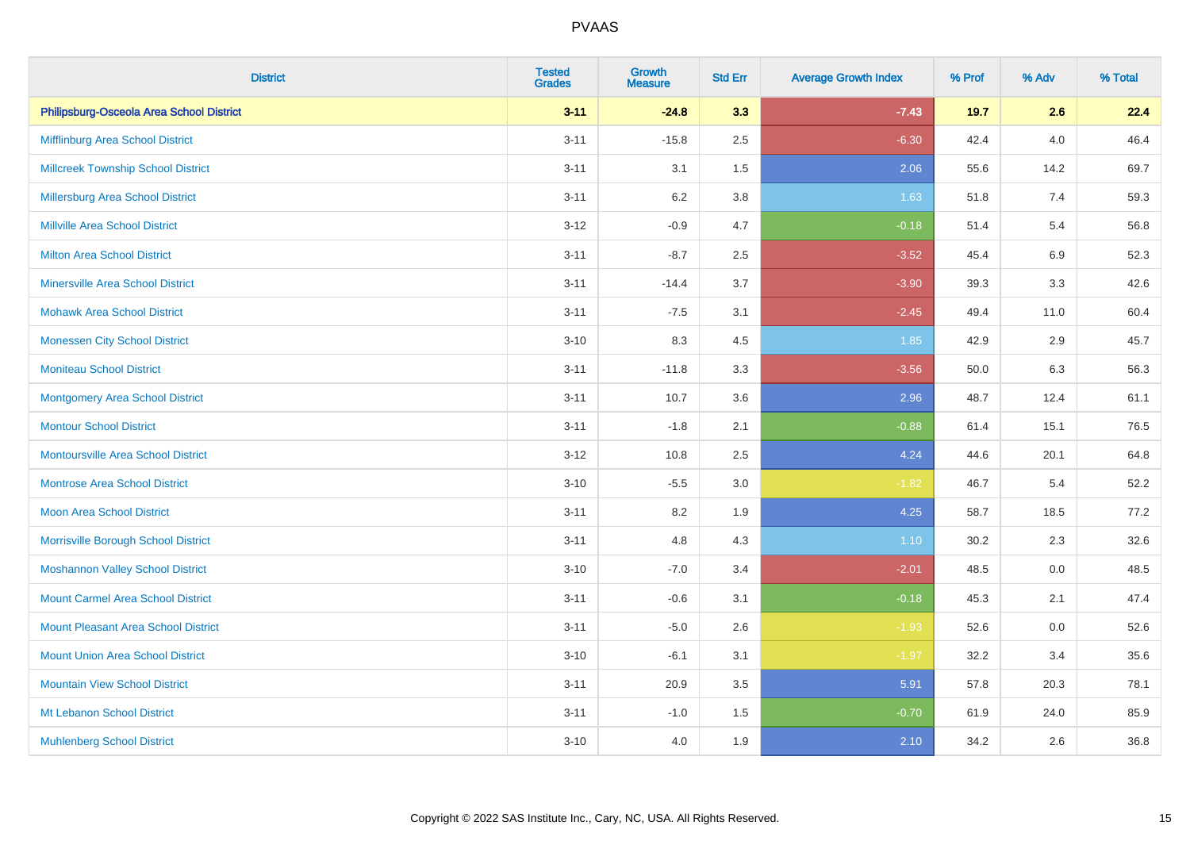| District | Tested Grades | Growth Measure | Std Err | Average Growth Index | % Prof | % Adv | % Total |
|---|---|---|---|---|---|---|---|
| **Philipsburg-Osceola Area School District** | **3-11** | **-24.8** | **3.3** | **-7.43** | **19.7** | **2.6** | **22.4** |
| Mifflinburg Area School District | 3-11 | -15.8 | 2.5 | -6.30 | 42.4 | 4.0 | 46.4 |
| Millcreek Township School District | 3-11 | 3.1 | 1.5 | 2.06 | 55.6 | 14.2 | 69.7 |
| Millersburg Area School District | 3-11 | 6.2 | 3.8 | 1.63 | 51.8 | 7.4 | 59.3 |
| Millville Area School District | 3-12 | -0.9 | 4.7 | -0.18 | 51.4 | 5.4 | 56.8 |
| Milton Area School District | 3-11 | -8.7 | 2.5 | -3.52 | 45.4 | 6.9 | 52.3 |
| Minersville Area School District | 3-11 | -14.4 | 3.7 | -3.90 | 39.3 | 3.3 | 42.6 |
| Mohawk Area School District | 3-11 | -7.5 | 3.1 | -2.45 | 49.4 | 11.0 | 60.4 |
| Monessen City School District | 3-10 | 8.3 | 4.5 | 1.85 | 42.9 | 2.9 | 45.7 |
| Moniteau School District | 3-11 | -11.8 | 3.3 | -3.56 | 50.0 | 6.3 | 56.3 |
| Montgomery Area School District | 3-11 | 10.7 | 3.6 | 2.96 | 48.7 | 12.4 | 61.1 |
| Montour School District | 3-11 | -1.8 | 2.1 | -0.88 | 61.4 | 15.1 | 76.5 |
| Montoursville Area School District | 3-12 | 10.8 | 2.5 | 4.24 | 44.6 | 20.1 | 64.8 |
| Montrose Area School District | 3-10 | -5.5 | 3.0 | -1.82 | 46.7 | 5.4 | 52.2 |
| Moon Area School District | 3-11 | 8.2 | 1.9 | 4.25 | 58.7 | 18.5 | 77.2 |
| Morrisville Borough School District | 3-11 | 4.8 | 4.3 | 1.10 | 30.2 | 2.3 | 32.6 |
| Moshannon Valley School District | 3-10 | -7.0 | 3.4 | -2.01 | 48.5 | 0.0 | 48.5 |
| Mount Carmel Area School District | 3-11 | -0.6 | 3.1 | -0.18 | 45.3 | 2.1 | 47.4 |
| Mount Pleasant Area School District | 3-11 | -5.0 | 2.6 | -1.93 | 52.6 | 0.0 | 52.6 |
| Mount Union Area School District | 3-10 | -6.1 | 3.1 | -1.97 | 32.2 | 3.4 | 35.6 |
| Mountain View School District | 3-11 | 20.9 | 3.5 | 5.91 | 57.8 | 20.3 | 78.1 |
| Mt Lebanon School District | 3-11 | -1.0 | 1.5 | -0.70 | 61.9 | 24.0 | 85.9 |
| Muhlenberg School District | 3-10 | 4.0 | 1.9 | 2.10 | 34.2 | 2.6 | 36.8 |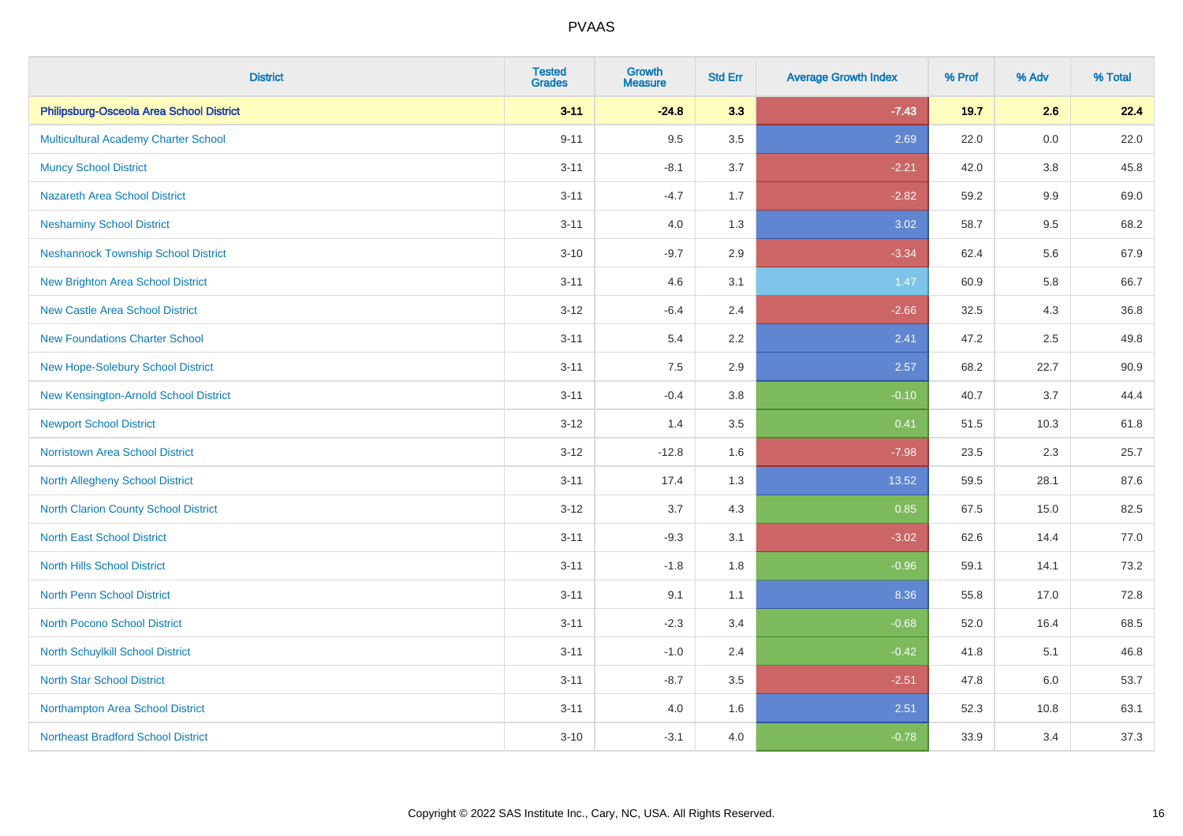# PVAAS

| District | Tested Grades | Growth Measure | Std Err | Average Growth Index | % Prof | % Adv | % Total |
|---|---|---|---|---|---|---|---|
| **Philipsburg-Osceola Area School District** | **3-11** | **-24.8** | **3.3** | **-7.43** | **19.7** | **2.6** | **22.4** |
| Multicultural Academy Charter School | 9-11 | 9.5 | 3.5 | 2.69 | 22.0 | 0.0 | 22.0 |
| Muncy School District | 3-11 | -8.1 | 3.7 | -2.21 | 42.0 | 3.8 | 45.8 |
| Nazareth Area School District | 3-11 | -4.7 | 1.7 | -2.82 | 59.2 | 9.9 | 69.0 |
| Neshaminy School District | 3-11 | 4.0 | 1.3 | 3.02 | 58.7 | 9.5 | 68.2 |
| Neshannock Township School District | 3-10 | -9.7 | 2.9 | -3.34 | 62.4 | 5.6 | 67.9 |
| New Brighton Area School District | 3-11 | 4.6 | 3.1 | 1.47 | 60.9 | 5.8 | 66.7 |
| New Castle Area School District | 3-12 | -6.4 | 2.4 | -2.66 | 32.5 | 4.3 | 36.8 |
| New Foundations Charter School | 3-11 | 5.4 | 2.2 | 2.41 | 47.2 | 2.5 | 49.8 |
| New Hope-Solebury School District | 3-11 | 7.5 | 2.9 | 2.57 | 68.2 | 22.7 | 90.9 |
| New Kensington-Arnold School District | 3-11 | -0.4 | 3.8 | -0.10 | 40.7 | 3.7 | 44.4 |
| Newport School District | 3-12 | 1.4 | 3.5 | 0.41 | 51.5 | 10.3 | 61.8 |
| Norristown Area School District | 3-12 | -12.8 | 1.6 | -7.98 | 23.5 | 2.3 | 25.7 |
| North Allegheny School District | 3-11 | 17.4 | 1.3 | 13.52 | 59.5 | 28.1 | 87.6 |
| North Clarion County School District | 3-12 | 3.7 | 4.3 | 0.85 | 67.5 | 15.0 | 82.5 |
| North East School District | 3-11 | -9.3 | 3.1 | -3.02 | 62.6 | 14.4 | 77.0 |
| North Hills School District | 3-11 | -1.8 | 1.8 | -0.96 | 59.1 | 14.1 | 73.2 |
| North Penn School District | 3-11 | 9.1 | 1.1 | 8.36 | 55.8 | 17.0 | 72.8 |
| North Pocono School District | 3-11 | -2.3 | 3.4 | -0.68 | 52.0 | 16.4 | 68.5 |
| North Schuylkill School District | 3-11 | -1.0 | 2.4 | -0.42 | 41.8 | 5.1 | 46.8 |
| North Star School District | 3-11 | -8.7 | 3.5 | -2.51 | 47.8 | 6.0 | 53.7 |
| Northampton Area School District | 3-11 | 4.0 | 1.6 | 2.51 | 52.3 | 10.8 | 63.1 |
| Northeast Bradford School District | 3-10 | -3.1 | 4.0 | -0.78 | 33.9 | 3.4 | 37.3 |

Copyright © 2022 SAS Institute Inc., Cary, NC, USA. All Rights Reserved.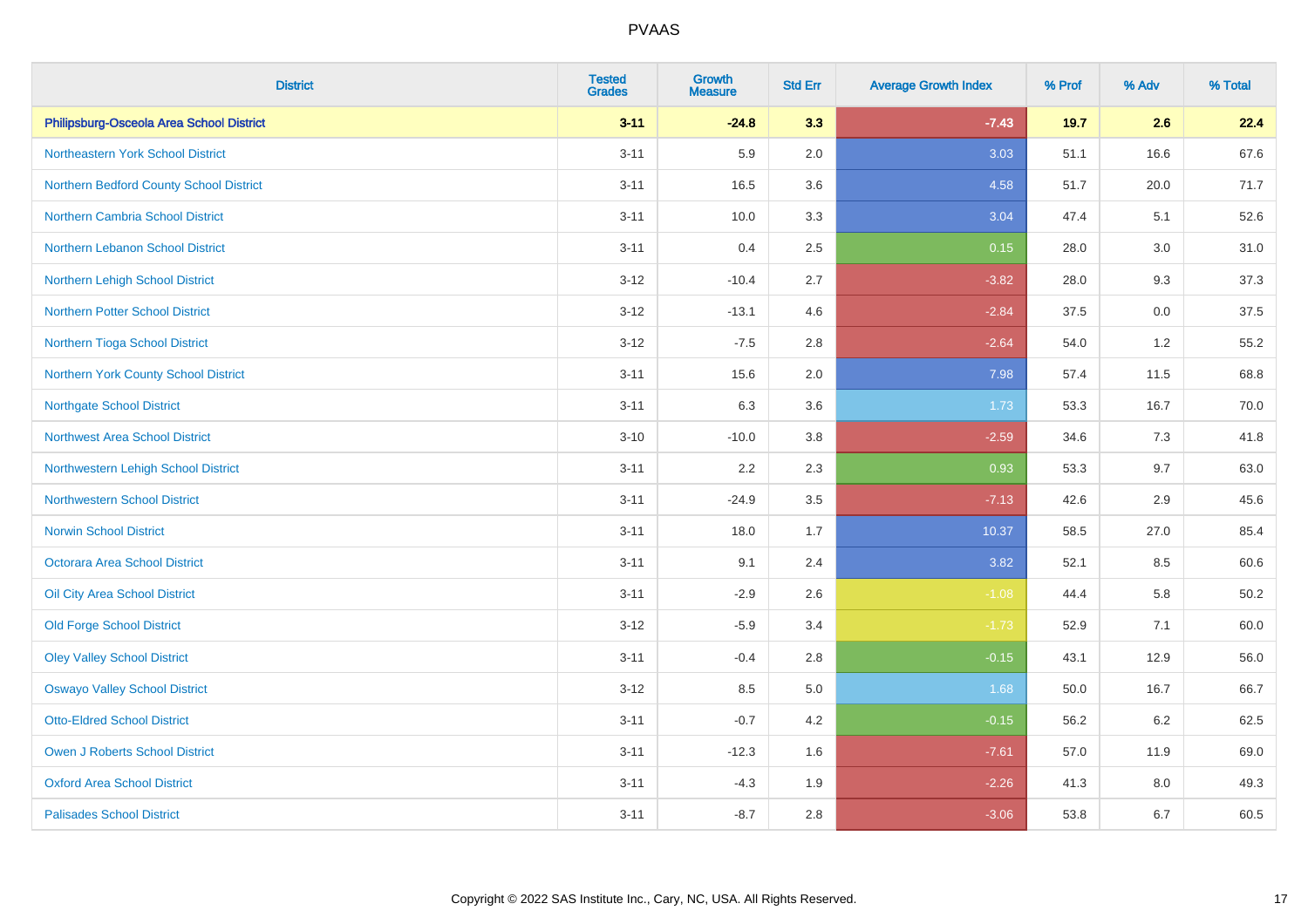| District | Tested Grades | Growth Measure | Std Err | Average Growth Index | % Prof | % Adv | % Total |
|---|---|---|---|---|---|---|---|
| **Philipsburg-Osceola Area School District** | **3-11** | **-24.8** | **3.3** | **-7.43** | **19.7** | **2.6** | **22.4** |
| Northeastern York School District | 3-11 | 5.9 | 2.0 | 3.03 | 51.1 | 16.6 | 67.6 |
| Northern Bedford County School District | 3-11 | 16.5 | 3.6 | 4.58 | 51.7 | 20.0 | 71.7 |
| Northern Cambria School District | 3-11 | 10.0 | 3.3 | 3.04 | 47.4 | 5.1 | 52.6 |
| Northern Lebanon School District | 3-11 | 0.4 | 2.5 | 0.15 | 28.0 | 3.0 | 31.0 |
| Northern Lehigh School District | 3-12 | -10.4 | 2.7 | -3.82 | 28.0 | 9.3 | 37.3 |
| Northern Potter School District | 3-12 | -13.1 | 4.6 | -2.84 | 37.5 | 0.0 | 37.5 |
| Northern Tioga School District | 3-12 | -7.5 | 2.8 | -2.64 | 54.0 | 1.2 | 55.2 |
| Northern York County School District | 3-11 | 15.6 | 2.0 | 7.98 | 57.4 | 11.5 | 68.8 |
| Northgate School District | 3-11 | 6.3 | 3.6 | 1.73 | 53.3 | 16.7 | 70.0 |
| Northwest Area School District | 3-10 | -10.0 | 3.8 | -2.59 | 34.6 | 7.3 | 41.8 |
| Northwestern Lehigh School District | 3-11 | 2.2 | 2.3 | 0.93 | 53.3 | 9.7 | 63.0 |
| Northwestern School District | 3-11 | -24.9 | 3.5 | -7.13 | 42.6 | 2.9 | 45.6 |
| Norwin School District | 3-11 | 18.0 | 1.7 | 10.37 | 58.5 | 27.0 | 85.4 |
| Octorara Area School District | 3-11 | 9.1 | 2.4 | 3.82 | 52.1 | 8.5 | 60.6 |
| Oil City Area School District | 3-11 | -2.9 | 2.6 | -1.08 | 44.4 | 5.8 | 50.2 |
| Old Forge School District | 3-12 | -5.9 | 3.4 | -1.73 | 52.9 | 7.1 | 60.0 |
| Oley Valley School District | 3-11 | -0.4 | 2.8 | -0.15 | 43.1 | 12.9 | 56.0 |
| Oswayo Valley School District | 3-12 | 8.5 | 5.0 | 1.68 | 50.0 | 16.7 | 66.7 |
| Otto-Eldred School District | 3-11 | -0.7 | 4.2 | -0.15 | 56.2 | 6.2 | 62.5 |
| Owen J Roberts School District | 3-11 | -12.3 | 1.6 | -7.61 | 57.0 | 11.9 | 69.0 |
| Oxford Area School District | 3-11 | -4.3 | 1.9 | -2.26 | 41.3 | 8.0 | 49.3 |
| Palisades School District | 3-11 | -8.7 | 2.8 | -3.06 | 53.8 | 6.7 | 60.5 |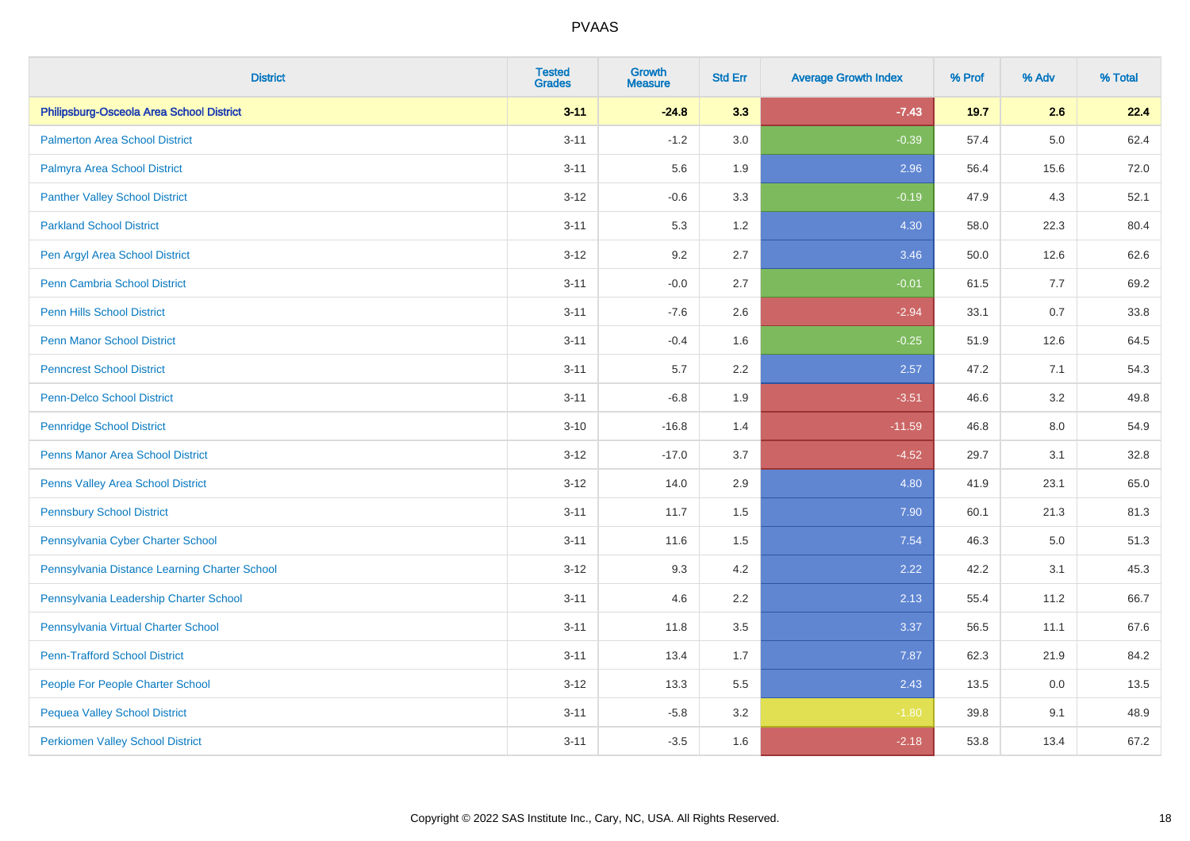# PVAAS

| District | Tested Grades | Growth Measure | Std Err | Average Growth Index | % Prof | % Adv | % Total |
|---|---|---|---|---|---|---|---|
| **Philipsburg-Osceola Area School District** | **3-11** | **-24.8** | **3.3** | **-7.43** | **19.7** | **2.6** | **22.4** |
| Palmerton Area School District | 3-11 | -1.2 | 3.0 | -0.39 | 57.4 | 5.0 | 62.4 |
| Palmyra Area School District | 3-11 | 5.6 | 1.9 | 2.96 | 56.4 | 15.6 | 72.0 |
| Panther Valley School District | 3-12 | -0.6 | 3.3 | -0.19 | 47.9 | 4.3 | 52.1 |
| Parkland School District | 3-11 | 5.3 | 1.2 | 4.30 | 58.0 | 22.3 | 80.4 |
| Pen Argyl Area School District | 3-12 | 9.2 | 2.7 | 3.46 | 50.0 | 12.6 | 62.6 |
| Penn Cambria School District | 3-11 | -0.0 | 2.7 | -0.01 | 61.5 | 7.7 | 69.2 |
| Penn Hills School District | 3-11 | -7.6 | 2.6 | -2.94 | 33.1 | 0.7 | 33.8 |
| Penn Manor School District | 3-11 | -0.4 | 1.6 | -0.25 | 51.9 | 12.6 | 64.5 |
| Penncrest School District | 3-11 | 5.7 | 2.2 | 2.57 | 47.2 | 7.1 | 54.3 |
| Penn-Delco School District | 3-11 | -6.8 | 1.9 | -3.51 | 46.6 | 3.2 | 49.8 |
| Pennridge School District | 3-10 | -16.8 | 1.4 | -11.59 | 46.8 | 8.0 | 54.9 |
| Penns Manor Area School District | 3-12 | -17.0 | 3.7 | -4.52 | 29.7 | 3.1 | 32.8 |
| Penns Valley Area School District | 3-12 | 14.0 | 2.9 | 4.80 | 41.9 | 23.1 | 65.0 |
| Pennsbury School District | 3-11 | 11.7 | 1.5 | 7.90 | 60.1 | 21.3 | 81.3 |
| Pennsylvania Cyber Charter School | 3-11 | 11.6 | 1.5 | 7.54 | 46.3 | 5.0 | 51.3 |
| Pennsylvania Distance Learning Charter School | 3-12 | 9.3 | 4.2 | 2.22 | 42.2 | 3.1 | 45.3 |
| Pennsylvania Leadership Charter School | 3-11 | 4.6 | 2.2 | 2.13 | 55.4 | 11.2 | 66.7 |
| Pennsylvania Virtual Charter School | 3-11 | 11.8 | 3.5 | 3.37 | 56.5 | 11.1 | 67.6 |
| Penn-Trafford School District | 3-11 | 13.4 | 1.7 | 7.87 | 62.3 | 21.9 | 84.2 |
| People For People Charter School | 3-12 | 13.3 | 5.5 | 2.43 | 13.5 | 0.0 | 13.5 |
| Pequea Valley School District | 3-11 | -5.8 | 3.2 | -1.80 | 39.8 | 9.1 | 48.9 |
| Perkiomen Valley School District | 3-11 | -3.5 | 1.6 | -2.18 | 53.8 | 13.4 | 67.2 |

Copyright © 2022 SAS Institute Inc., Cary, NC, USA. All Rights Reserved.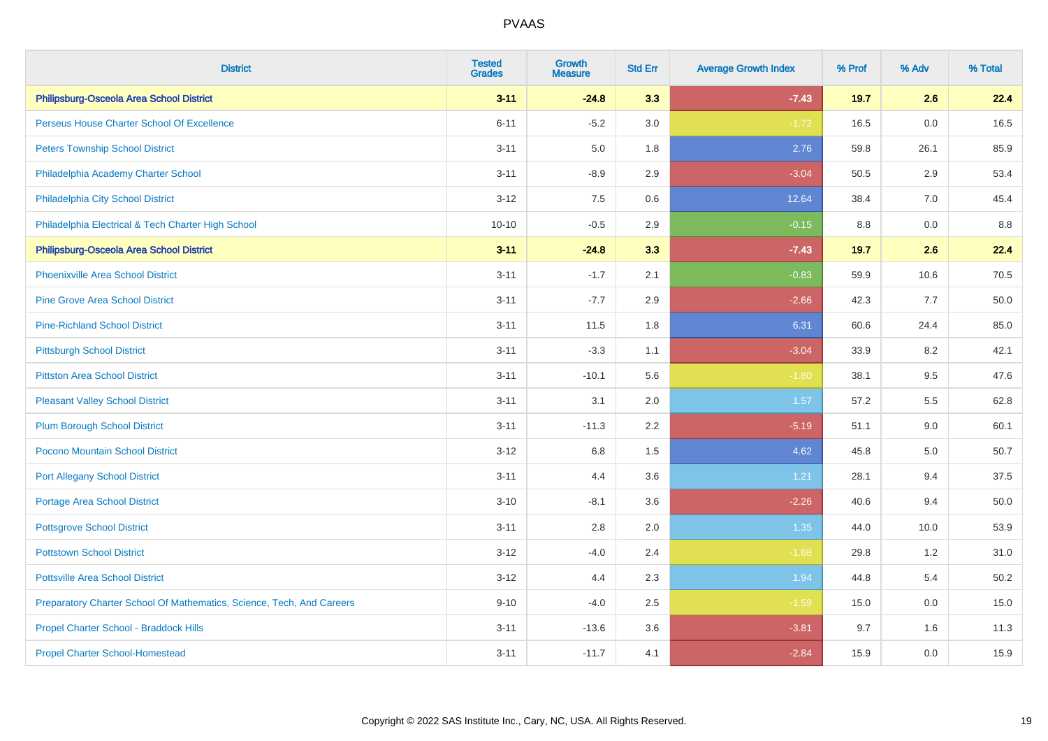# PVAAS

| District | Tested Grades | Growth Measure | Std Err | Average Growth Index | % Prof | % Adv | % Total |
|---|---|---|---|---|---|---|---|
| **Philipsburg-Osceola Area School District** | **3-11** | **-24.8** | **3.3** | **-7.43** | **19.7** | **2.6** | **22.4** |
| Perseus House Charter School Of Excellence | 6-11 | -5.2 | 3.0 | -1.72 | 16.5 | 0.0 | 16.5 |
| Peters Township School District | 3-11 | 5.0 | 1.8 | 2.76 | 59.8 | 26.1 | 85.9 |
| Philadelphia Academy Charter School | 3-11 | -8.9 | 2.9 | -3.04 | 50.5 | 2.9 | 53.4 |
| Philadelphia City School District | 3-12 | 7.5 | 0.6 | 12.64 | 38.4 | 7.0 | 45.4 |
| Philadelphia Electrical & Tech Charter High School | 10-10 | -0.5 | 2.9 | -0.15 | 8.8 | 0.0 | 8.8 |
| **Philipsburg-Osceola Area School District** | **3-11** | **-24.8** | **3.3** | **-7.43** | **19.7** | **2.6** | **22.4** |
| Phoenixville Area School District | 3-11 | -1.7 | 2.1 | -0.83 | 59.9 | 10.6 | 70.5 |
| Pine Grove Area School District | 3-11 | -7.7 | 2.9 | -2.66 | 42.3 | 7.7 | 50.0 |
| Pine-Richland School District | 3-11 | 11.5 | 1.8 | 6.31 | 60.6 | 24.4 | 85.0 |
| Pittsburgh School District | 3-11 | -3.3 | 1.1 | -3.04 | 33.9 | 8.2 | 42.1 |
| Pittston Area School District | 3-11 | -10.1 | 5.6 | -1.80 | 38.1 | 9.5 | 47.6 |
| Pleasant Valley School District | 3-11 | 3.1 | 2.0 | 1.57 | 57.2 | 5.5 | 62.8 |
| Plum Borough School District | 3-11 | -11.3 | 2.2 | -5.19 | 51.1 | 9.0 | 60.1 |
| Pocono Mountain School District | 3-12 | 6.8 | 1.5 | 4.62 | 45.8 | 5.0 | 50.7 |
| Port Allegany School District | 3-11 | 4.4 | 3.6 | 1.21 | 28.1 | 9.4 | 37.5 |
| Portage Area School District | 3-10 | -8.1 | 3.6 | -2.26 | 40.6 | 9.4 | 50.0 |
| Pottsgrove School District | 3-11 | 2.8 | 2.0 | 1.35 | 44.0 | 10.0 | 53.9 |
| Pottstown School District | 3-12 | -4.0 | 2.4 | -1.68 | 29.8 | 1.2 | 31.0 |
| Pottsville Area School District | 3-12 | 4.4 | 2.3 | 1.94 | 44.8 | 5.4 | 50.2 |
| Preparatory Charter School Of Mathematics, Science, Tech, And Careers | 9-10 | -4.0 | 2.5 | -1.59 | 15.0 | 0.0 | 15.0 |
| Propel Charter School - Braddock Hills | 3-11 | -13.6 | 3.6 | -3.81 | 9.7 | 1.6 | 11.3 |
| Propel Charter School-Homestead | 3-11 | -11.7 | 4.1 | -2.84 | 15.9 | 0.0 | 15.9 |

Copyright © 2022 SAS Institute Inc., Cary, NC, USA. All Rights Reserved.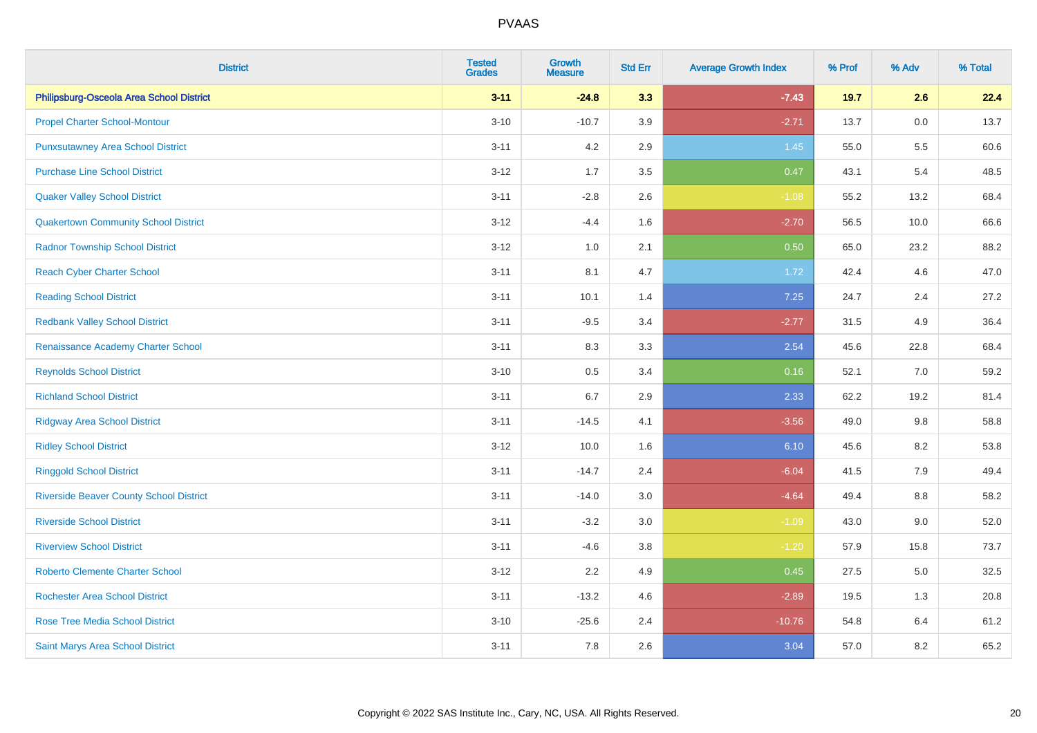| District | Tested Grades | Growth Measure | Std Err | Average Growth Index | % Prof | % Adv | % Total |
|---|---|---|---|---|---|---|---|
| **Philipsburg-Osceola Area School District** | **3-11** | **-24.8** | **3.3** | **-7.43** | **19.7** | **2.6** | **22.4** |
| Propel Charter School-Montour | 3-10 | -10.7 | 3.9 | -2.71 | 13.7 | 0.0 | 13.7 |
| Punxsutawney Area School District | 3-11 | 4.2 | 2.9 | 1.45 | 55.0 | 5.5 | 60.6 |
| Purchase Line School District | 3-12 | 1.7 | 3.5 | 0.47 | 43.1 | 5.4 | 48.5 |
| Quaker Valley School District | 3-11 | -2.8 | 2.6 | -1.08 | 55.2 | 13.2 | 68.4 |
| Quakertown Community School District | 3-12 | -4.4 | 1.6 | -2.70 | 56.5 | 10.0 | 66.6 |
| Radnor Township School District | 3-12 | 1.0 | 2.1 | 0.50 | 65.0 | 23.2 | 88.2 |
| Reach Cyber Charter School | 3-11 | 8.1 | 4.7 | 1.72 | 42.4 | 4.6 | 47.0 |
| Reading School District | 3-11 | 10.1 | 1.4 | 7.25 | 24.7 | 2.4 | 27.2 |
| Redbank Valley School District | 3-11 | -9.5 | 3.4 | -2.77 | 31.5 | 4.9 | 36.4 |
| Renaissance Academy Charter School | 3-11 | 8.3 | 3.3 | 2.54 | 45.6 | 22.8 | 68.4 |
| Reynolds School District | 3-10 | 0.5 | 3.4 | 0.16 | 52.1 | 7.0 | 59.2 |
| Richland School District | 3-11 | 6.7 | 2.9 | 2.33 | 62.2 | 19.2 | 81.4 |
| Ridgway Area School District | 3-11 | -14.5 | 4.1 | -3.56 | 49.0 | 9.8 | 58.8 |
| Ridley School District | 3-12 | 10.0 | 1.6 | 6.10 | 45.6 | 8.2 | 53.8 |
| Ringgold School District | 3-11 | -14.7 | 2.4 | -6.04 | 41.5 | 7.9 | 49.4 |
| Riverside Beaver County School District | 3-11 | -14.0 | 3.0 | -4.64 | 49.4 | 8.8 | 58.2 |
| Riverside School District | 3-11 | -3.2 | 3.0 | -1.09 | 43.0 | 9.0 | 52.0 |
| Riverview School District | 3-11 | -4.6 | 3.8 | -1.20 | 57.9 | 15.8 | 73.7 |
| Roberto Clemente Charter School | 3-12 | 2.2 | 4.9 | 0.45 | 27.5 | 5.0 | 32.5 |
| Rochester Area School District | 3-11 | -13.2 | 4.6 | -2.89 | 19.5 | 1.3 | 20.8 |
| Rose Tree Media School District | 3-10 | -25.6 | 2.4 | -10.76 | 54.8 | 6.4 | 61.2 |
| Saint Marys Area School District | 3-11 | 7.8 | 2.6 | 3.04 | 57.0 | 8.2 | 65.2 |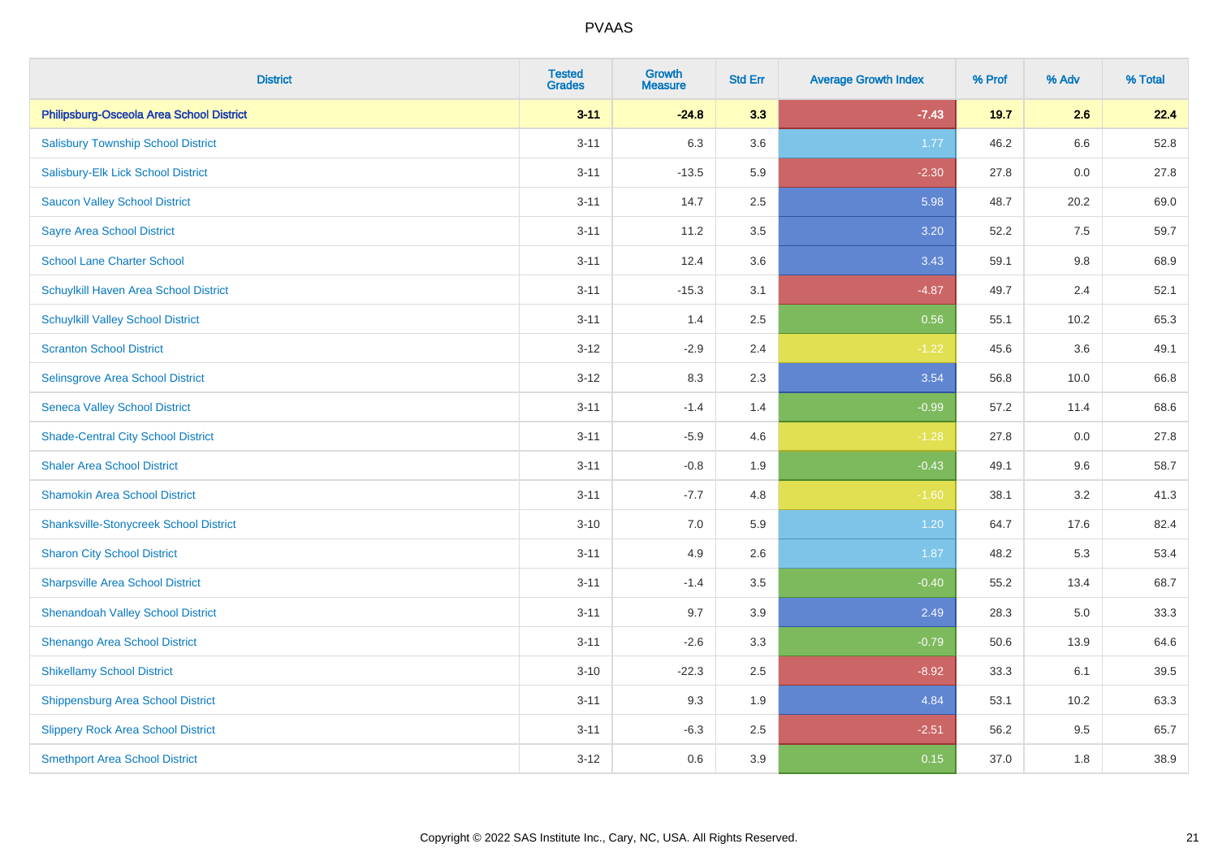| District | Tested Grades | Growth Measure | Std Err | Average Growth Index | % Prof | % Adv | % Total |
|---|---|---|---|---|---|---|---|
| **Philipsburg-Osceola Area School District** | **3-11** | **-24.8** | **3.3** | **-7.43** | **19.7** | **2.6** | **22.4** |
| Salisbury Township School District | 3-11 | 6.3 | 3.6 | 1.77 | 46.2 | 6.6 | 52.8 |
| Salisbury-Elk Lick School District | 3-11 | -13.5 | 5.9 | -2.30 | 27.8 | 0.0 | 27.8 |
| Saucon Valley School District | 3-11 | 14.7 | 2.5 | 5.98 | 48.7 | 20.2 | 69.0 |
| Sayre Area School District | 3-11 | 11.2 | 3.5 | 3.20 | 52.2 | 7.5 | 59.7 |
| School Lane Charter School | 3-11 | 12.4 | 3.6 | 3.43 | 59.1 | 9.8 | 68.9 |
| Schuylkill Haven Area School District | 3-11 | -15.3 | 3.1 | -4.87 | 49.7 | 2.4 | 52.1 |
| Schuylkill Valley School District | 3-11 | 1.4 | 2.5 | 0.56 | 55.1 | 10.2 | 65.3 |
| Scranton School District | 3-12 | -2.9 | 2.4 | -1.22 | 45.6 | 3.6 | 49.1 |
| Selinsgrove Area School District | 3-12 | 8.3 | 2.3 | 3.54 | 56.8 | 10.0 | 66.8 |
| Seneca Valley School District | 3-11 | -1.4 | 1.4 | -0.99 | 57.2 | 11.4 | 68.6 |
| Shade-Central City School District | 3-11 | -5.9 | 4.6 | -1.28 | 27.8 | 0.0 | 27.8 |
| Shaler Area School District | 3-11 | -0.8 | 1.9 | -0.43 | 49.1 | 9.6 | 58.7 |
| Shamokin Area School District | 3-11 | -7.7 | 4.8 | -1.60 | 38.1 | 3.2 | 41.3 |
| Shanksville-Stonycreek School District | 3-10 | 7.0 | 5.9 | 1.20 | 64.7 | 17.6 | 82.4 |
| Sharon City School District | 3-11 | 4.9 | 2.6 | 1.87 | 48.2 | 5.3 | 53.4 |
| Sharpsville Area School District | 3-11 | -1.4 | 3.5 | -0.40 | 55.2 | 13.4 | 68.7 |
| Shenandoah Valley School District | 3-11 | 9.7 | 3.9 | 2.49 | 28.3 | 5.0 | 33.3 |
| Shenango Area School District | 3-11 | -2.6 | 3.3 | -0.79 | 50.6 | 13.9 | 64.6 |
| Shikellamy School District | 3-10 | -22.3 | 2.5 | -8.92 | 33.3 | 6.1 | 39.5 |
| Shippensburg Area School District | 3-11 | 9.3 | 1.9 | 4.84 | 53.1 | 10.2 | 63.3 |
| Slippery Rock Area School District | 3-11 | -6.3 | 2.5 | -2.51 | 56.2 | 9.5 | 65.7 |
| Smethport Area School District | 3-12 | 0.6 | 3.9 | 0.15 | 37.0 | 1.8 | 38.9 |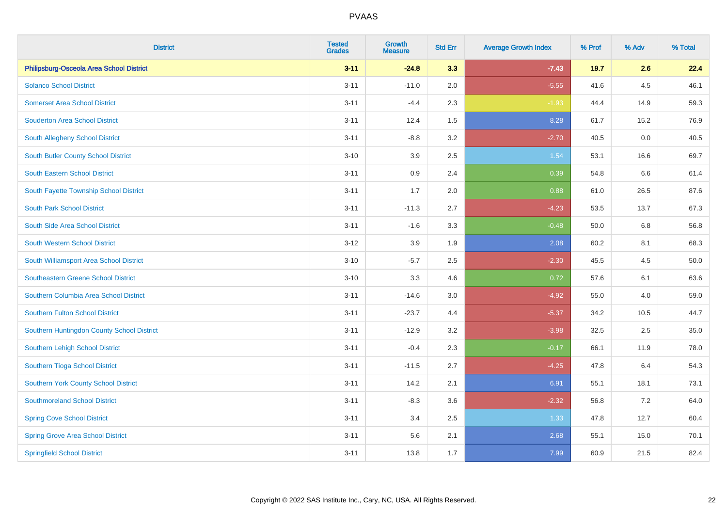# PVAAS

| District | Tested Grades | Growth Measure | Std Err | Average Growth Index | % Prof | % Adv | % Total |
|---|---|---|---|---|---|---|---|
| **Philipsburg-Osceola Area School District** | **3-11** | **-24.8** | **3.3** | **-7.43** | **19.7** | **2.6** | **22.4** |
| Solanco School District | 3-11 | -11.0 | 2.0 | -5.55 | 41.6 | 4.5 | 46.1 |
| Somerset Area School District | 3-11 | -4.4 | 2.3 | -1.93 | 44.4 | 14.9 | 59.3 |
| Souderton Area School District | 3-11 | 12.4 | 1.5 | 8.28 | 61.7 | 15.2 | 76.9 |
| South Allegheny School District | 3-11 | -8.8 | 3.2 | -2.70 | 40.5 | 0.0 | 40.5 |
| South Butler County School District | 3-10 | 3.9 | 2.5 | 1.54 | 53.1 | 16.6 | 69.7 |
| South Eastern School District | 3-11 | 0.9 | 2.4 | 0.39 | 54.8 | 6.6 | 61.4 |
| South Fayette Township School District | 3-11 | 1.7 | 2.0 | 0.88 | 61.0 | 26.5 | 87.6 |
| South Park School District | 3-11 | -11.3 | 2.7 | -4.23 | 53.5 | 13.7 | 67.3 |
| South Side Area School District | 3-11 | -1.6 | 3.3 | -0.48 | 50.0 | 6.8 | 56.8 |
| South Western School District | 3-12 | 3.9 | 1.9 | 2.08 | 60.2 | 8.1 | 68.3 |
| South Williamsport Area School District | 3-10 | -5.7 | 2.5 | -2.30 | 45.5 | 4.5 | 50.0 |
| Southeastern Greene School District | 3-10 | 3.3 | 4.6 | 0.72 | 57.6 | 6.1 | 63.6 |
| Southern Columbia Area School District | 3-11 | -14.6 | 3.0 | -4.92 | 55.0 | 4.0 | 59.0 |
| Southern Fulton School District | 3-11 | -23.7 | 4.4 | -5.37 | 34.2 | 10.5 | 44.7 |
| Southern Huntingdon County School District | 3-11 | -12.9 | 3.2 | -3.98 | 32.5 | 2.5 | 35.0 |
| Southern Lehigh School District | 3-11 | -0.4 | 2.3 | -0.17 | 66.1 | 11.9 | 78.0 |
| Southern Tioga School District | 3-11 | -11.5 | 2.7 | -4.25 | 47.8 | 6.4 | 54.3 |
| Southern York County School District | 3-11 | 14.2 | 2.1 | 6.91 | 55.1 | 18.1 | 73.1 |
| Southmoreland School District | 3-11 | -8.3 | 3.6 | -2.32 | 56.8 | 7.2 | 64.0 |
| Spring Cove School District | 3-11 | 3.4 | 2.5 | 1.33 | 47.8 | 12.7 | 60.4 |
| Spring Grove Area School District | 3-11 | 5.6 | 2.1 | 2.68 | 55.1 | 15.0 | 70.1 |
| Springfield School District | 3-11 | 13.8 | 1.7 | 7.99 | 60.9 | 21.5 | 82.4 |

Copyright © 2022 SAS Institute Inc., Cary, NC, USA. All Rights Reserved.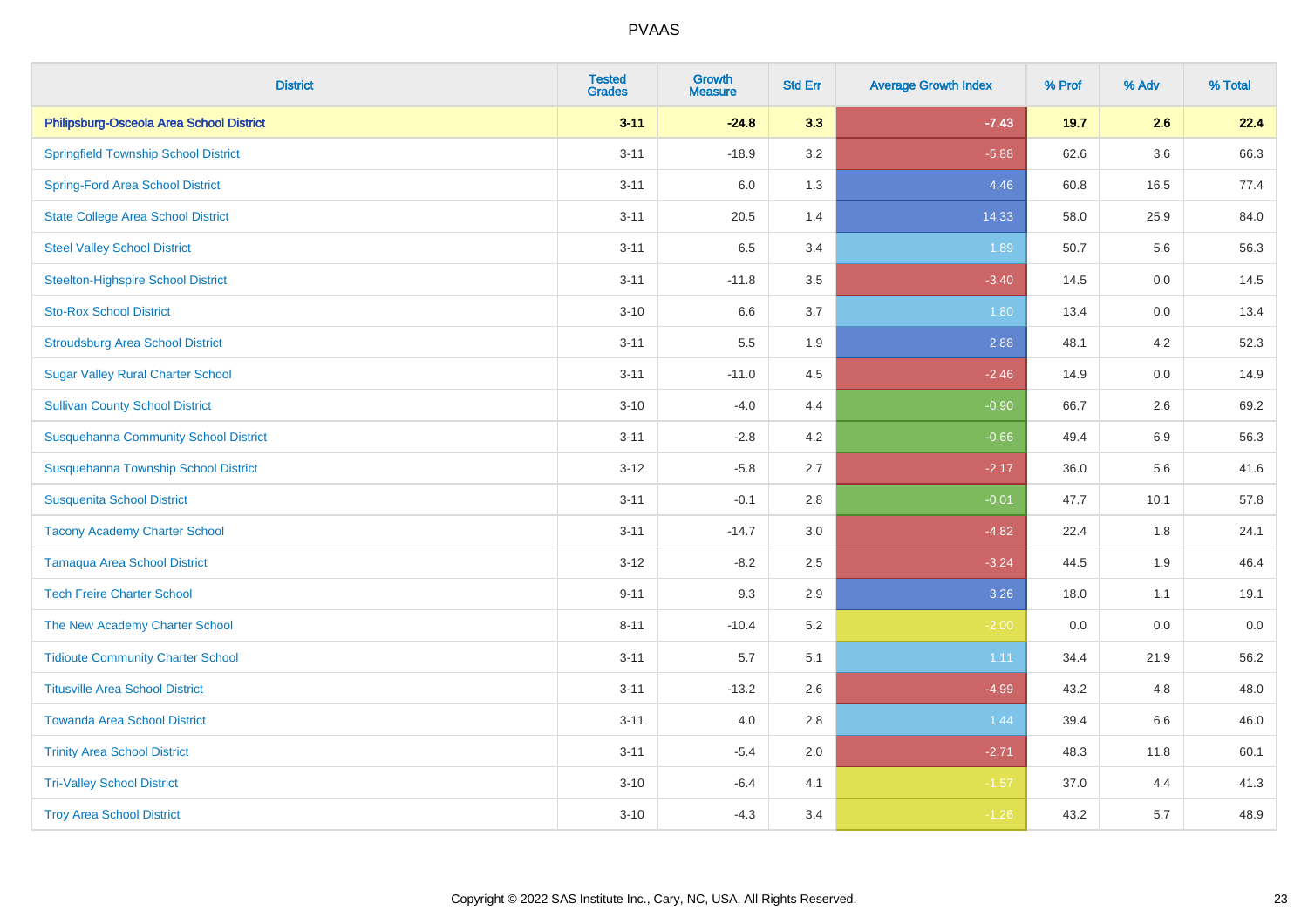| District | Tested Grades | Growth Measure | Std Err | Average Growth Index | % Prof | % Adv | % Total |
|---|---|---|---|---|---|---|---|
| **Philipsburg-Osceola Area School District** | **3-11** | **-24.8** | **3.3** | **-7.43** | **19.7** | **2.6** | **22.4** |
| Springfield Township School District | 3-11 | -18.9 | 3.2 | -5.88 | 62.6 | 3.6 | 66.3 |
| Spring-Ford Area School District | 3-11 | 6.0 | 1.3 | 4.46 | 60.8 | 16.5 | 77.4 |
| State College Area School District | 3-11 | 20.5 | 1.4 | 14.33 | 58.0 | 25.9 | 84.0 |
| Steel Valley School District | 3-11 | 6.5 | 3.4 | 1.89 | 50.7 | 5.6 | 56.3 |
| Steelton-Highspire School District | 3-11 | -11.8 | 3.5 | -3.40 | 14.5 | 0.0 | 14.5 |
| Sto-Rox School District | 3-10 | 6.6 | 3.7 | 1.80 | 13.4 | 0.0 | 13.4 |
| Stroudsburg Area School District | 3-11 | 5.5 | 1.9 | 2.88 | 48.1 | 4.2 | 52.3 |
| Sugar Valley Rural Charter School | 3-11 | -11.0 | 4.5 | -2.46 | 14.9 | 0.0 | 14.9 |
| Sullivan County School District | 3-10 | -4.0 | 4.4 | -0.90 | 66.7 | 2.6 | 69.2 |
| Susquehanna Community School District | 3-11 | -2.8 | 4.2 | -0.66 | 49.4 | 6.9 | 56.3 |
| Susquehanna Township School District | 3-12 | -5.8 | 2.7 | -2.17 | 36.0 | 5.6 | 41.6 |
| Susquenita School District | 3-11 | -0.1 | 2.8 | -0.01 | 47.7 | 10.1 | 57.8 |
| Tacony Academy Charter School | 3-11 | -14.7 | 3.0 | -4.82 | 22.4 | 1.8 | 24.1 |
| Tamaqua Area School District | 3-12 | -8.2 | 2.5 | -3.24 | 44.5 | 1.9 | 46.4 |
| Tech Freire Charter School | 9-11 | 9.3 | 2.9 | 3.26 | 18.0 | 1.1 | 19.1 |
| The New Academy Charter School | 8-11 | -10.4 | 5.2 | -2.00 | 0.0 | 0.0 | 0.0 |
| Tidioute Community Charter School | 3-11 | 5.7 | 5.1 | 1.11 | 34.4 | 21.9 | 56.2 |
| Titusville Area School District | 3-11 | -13.2 | 2.6 | -4.99 | 43.2 | 4.8 | 48.0 |
| Towanda Area School District | 3-11 | 4.0 | 2.8 | 1.44 | 39.4 | 6.6 | 46.0 |
| Trinity Area School District | 3-11 | -5.4 | 2.0 | -2.71 | 48.3 | 11.8 | 60.1 |
| Tri-Valley School District | 3-10 | -6.4 | 4.1 | -1.57 | 37.0 | 4.4 | 41.3 |
| Troy Area School District | 3-10 | -4.3 | 3.4 | -1.26 | 43.2 | 5.7 | 48.9 |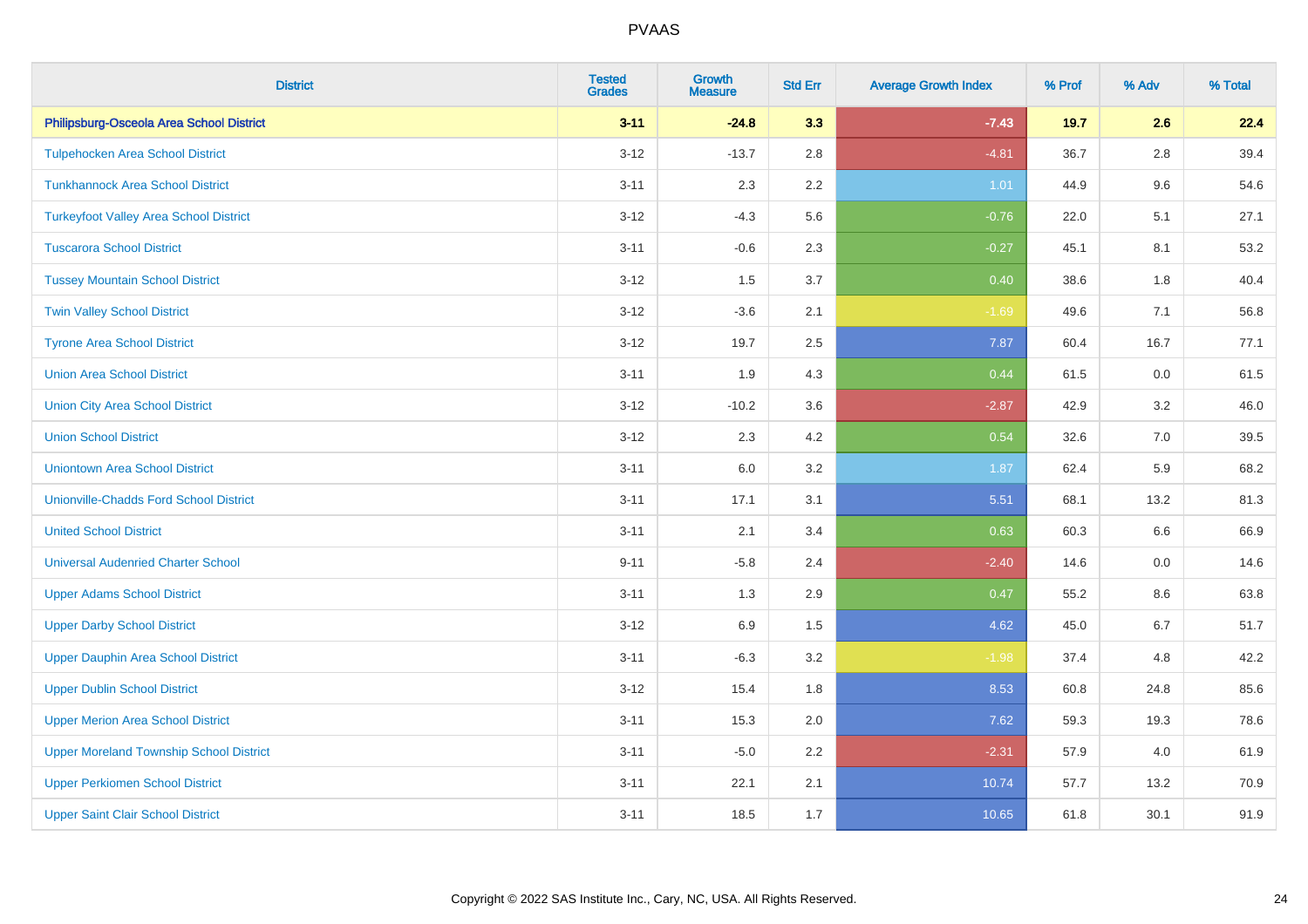# PVAAS

| District | Tested Grades | Growth Measure | Std Err | Average Growth Index | % Prof | % Adv | % Total |
|---|---|---|---|---|---|---|---|
| **Philipsburg-Osceola Area School District** | **3-11** | **-24.8** | **3.3** | **-7.43** | **19.7** | **2.6** | **22.4** |
| Tulpehocken Area School District | 3-12 | -13.7 | 2.8 | -4.81 | 36.7 | 2.8 | 39.4 |
| Tunkhannock Area School District | 3-11 | 2.3 | 2.2 | 1.01 | 44.9 | 9.6 | 54.6 |
| Turkeyfoot Valley Area School District | 3-12 | -4.3 | 5.6 | -0.76 | 22.0 | 5.1 | 27.1 |
| Tuscarora School District | 3-11 | -0.6 | 2.3 | -0.27 | 45.1 | 8.1 | 53.2 |
| Tussey Mountain School District | 3-12 | 1.5 | 3.7 | 0.40 | 38.6 | 1.8 | 40.4 |
| Twin Valley School District | 3-12 | -3.6 | 2.1 | -1.69 | 49.6 | 7.1 | 56.8 |
| Tyrone Area School District | 3-12 | 19.7 | 2.5 | 7.87 | 60.4 | 16.7 | 77.1 |
| Union Area School District | 3-11 | 1.9 | 4.3 | 0.44 | 61.5 | 0.0 | 61.5 |
| Union City Area School District | 3-12 | -10.2 | 3.6 | -2.87 | 42.9 | 3.2 | 46.0 |
| Union School District | 3-12 | 2.3 | 4.2 | 0.54 | 32.6 | 7.0 | 39.5 |
| Uniontown Area School District | 3-11 | 6.0 | 3.2 | 1.87 | 62.4 | 5.9 | 68.2 |
| Unionville-Chadds Ford School District | 3-11 | 17.1 | 3.1 | 5.51 | 68.1 | 13.2 | 81.3 |
| United School District | 3-11 | 2.1 | 3.4 | 0.63 | 60.3 | 6.6 | 66.9 |
| Universal Audenried Charter School | 9-11 | -5.8 | 2.4 | -2.40 | 14.6 | 0.0 | 14.6 |
| Upper Adams School District | 3-11 | 1.3 | 2.9 | 0.47 | 55.2 | 8.6 | 63.8 |
| Upper Darby School District | 3-12 | 6.9 | 1.5 | 4.62 | 45.0 | 6.7 | 51.7 |
| Upper Dauphin Area School District | 3-11 | -6.3 | 3.2 | -1.98 | 37.4 | 4.8 | 42.2 |
| Upper Dublin School District | 3-12 | 15.4 | 1.8 | 8.53 | 60.8 | 24.8 | 85.6 |
| Upper Merion Area School District | 3-11 | 15.3 | 2.0 | 7.62 | 59.3 | 19.3 | 78.6 |
| Upper Moreland Township School District | 3-11 | -5.0 | 2.2 | -2.31 | 57.9 | 4.0 | 61.9 |
| Upper Perkiomen School District | 3-11 | 22.1 | 2.1 | 10.74 | 57.7 | 13.2 | 70.9 |
| Upper Saint Clair School District | 3-11 | 18.5 | 1.7 | 10.65 | 61.8 | 30.1 | 91.9 |

Copyright © 2022 SAS Institute Inc., Cary, NC, USA. All Rights Reserved.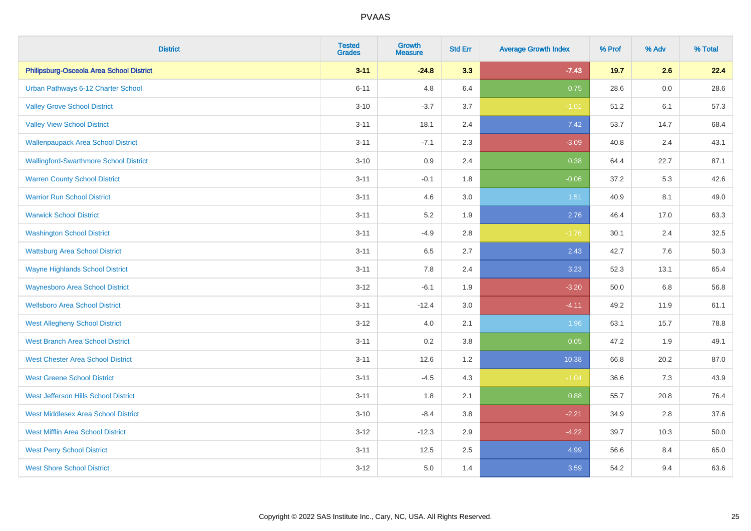| District | Tested Grades | Growth Measure | Std Err | Average Growth Index | % Prof | % Adv | % Total |
|---|---|---|---|---|---|---|---|
| **Philipsburg-Osceola Area School District** | **3-11** | **-24.8** | **3.3** | **-7.43** | **19.7** | **2.6** | **22.4** |
| Urban Pathways 6-12 Charter School | 6-11 | 4.8 | 6.4 | 0.75 | 28.6 | 0.0 | 28.6 |
| Valley Grove School District | 3-10 | -3.7 | 3.7 | -1.01 | 51.2 | 6.1 | 57.3 |
| Valley View School District | 3-11 | 18.1 | 2.4 | 7.42 | 53.7 | 14.7 | 68.4 |
| Wallenpaupack Area School District | 3-11 | -7.1 | 2.3 | -3.09 | 40.8 | 2.4 | 43.1 |
| Wallingford-Swarthmore School District | 3-10 | 0.9 | 2.4 | 0.38 | 64.4 | 22.7 | 87.1 |
| Warren County School District | 3-11 | -0.1 | 1.8 | -0.06 | 37.2 | 5.3 | 42.6 |
| Warrior Run School District | 3-11 | 4.6 | 3.0 | 1.51 | 40.9 | 8.1 | 49.0 |
| Warwick School District | 3-11 | 5.2 | 1.9 | 2.76 | 46.4 | 17.0 | 63.3 |
| Washington School District | 3-11 | -4.9 | 2.8 | -1.76 | 30.1 | 2.4 | 32.5 |
| Wattsburg Area School District | 3-11 | 6.5 | 2.7 | 2.43 | 42.7 | 7.6 | 50.3 |
| Wayne Highlands School District | 3-11 | 7.8 | 2.4 | 3.23 | 52.3 | 13.1 | 65.4 |
| Waynesboro Area School District | 3-12 | -6.1 | 1.9 | -3.20 | 50.0 | 6.8 | 56.8 |
| Wellsboro Area School District | 3-11 | -12.4 | 3.0 | -4.11 | 49.2 | 11.9 | 61.1 |
| West Allegheny School District | 3-12 | 4.0 | 2.1 | 1.96 | 63.1 | 15.7 | 78.8 |
| West Branch Area School District | 3-11 | 0.2 | 3.8 | 0.05 | 47.2 | 1.9 | 49.1 |
| West Chester Area School District | 3-11 | 12.6 | 1.2 | 10.38 | 66.8 | 20.2 | 87.0 |
| West Greene School District | 3-11 | -4.5 | 4.3 | -1.04 | 36.6 | 7.3 | 43.9 |
| West Jefferson Hills School District | 3-11 | 1.8 | 2.1 | 0.88 | 55.7 | 20.8 | 76.4 |
| West Middlesex Area School District | 3-10 | -8.4 | 3.8 | -2.21 | 34.9 | 2.8 | 37.6 |
| West Mifflin Area School District | 3-12 | -12.3 | 2.9 | -4.22 | 39.7 | 10.3 | 50.0 |
| West Perry School District | 3-11 | 12.5 | 2.5 | 4.99 | 56.6 | 8.4 | 65.0 |
| West Shore School District | 3-12 | 5.0 | 1.4 | 3.59 | 54.2 | 9.4 | 63.6 |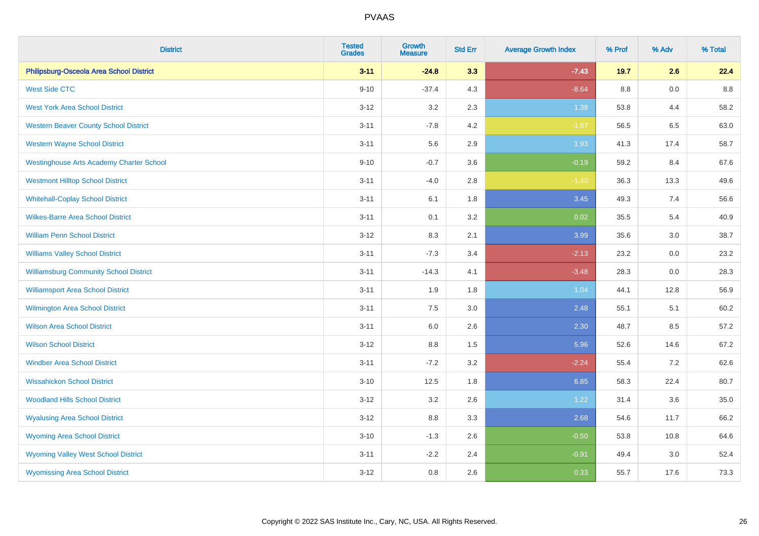# PVAAS

| District | Tested Grades | Growth Measure | Std Err | Average Growth Index | % Prof | % Adv | % Total |
|---|---|---|---|---|---|---|---|
| **Philipsburg-Osceola Area School District** | **3-11** | **-24.8** | **3.3** | **-7.43** | **19.7** | **2.6** | **22.4** |
| West Side CTC | 9-10 | -37.4 | 4.3 | -8.64 | 8.8 | 0.0 | 8.8 |
| West York Area School District | 3-12 | 3.2 | 2.3 | 1.38 | 53.8 | 4.4 | 58.2 |
| Western Beaver County School District | 3-11 | -7.8 | 4.2 | -1.87 | 56.5 | 6.5 | 63.0 |
| Western Wayne School District | 3-11 | 5.6 | 2.9 | 1.93 | 41.3 | 17.4 | 58.7 |
| Westinghouse Arts Academy Charter School | 9-10 | -0.7 | 3.6 | -0.19 | 59.2 | 8.4 | 67.6 |
| Westmont Hilltop School District | 3-11 | -4.0 | 2.8 | -1.40 | 36.3 | 13.3 | 49.6 |
| Whitehall-Coplay School District | 3-11 | 6.1 | 1.8 | 3.45 | 49.3 | 7.4 | 56.6 |
| Wilkes-Barre Area School District | 3-11 | 0.1 | 3.2 | 0.02 | 35.5 | 5.4 | 40.9 |
| William Penn School District | 3-12 | 8.3 | 2.1 | 3.99 | 35.6 | 3.0 | 38.7 |
| Williams Valley School District | 3-11 | -7.3 | 3.4 | -2.13 | 23.2 | 0.0 | 23.2 |
| Williamsburg Community School District | 3-11 | -14.3 | 4.1 | -3.48 | 28.3 | 0.0 | 28.3 |
| Williamsport Area School District | 3-11 | 1.9 | 1.8 | 1.04 | 44.1 | 12.8 | 56.9 |
| Wilmington Area School District | 3-11 | 7.5 | 3.0 | 2.48 | 55.1 | 5.1 | 60.2 |
| Wilson Area School District | 3-11 | 6.0 | 2.6 | 2.30 | 48.7 | 8.5 | 57.2 |
| Wilson School District | 3-12 | 8.8 | 1.5 | 5.96 | 52.6 | 14.6 | 67.2 |
| Windber Area School District | 3-11 | -7.2 | 3.2 | -2.24 | 55.4 | 7.2 | 62.6 |
| Wissahickon School District | 3-10 | 12.5 | 1.8 | 6.85 | 58.3 | 22.4 | 80.7 |
| Woodland Hills School District | 3-12 | 3.2 | 2.6 | 1.22 | 31.4 | 3.6 | 35.0 |
| Wyalusing Area School District | 3-12 | 8.8 | 3.3 | 2.68 | 54.6 | 11.7 | 66.2 |
| Wyoming Area School District | 3-10 | -1.3 | 2.6 | -0.50 | 53.8 | 10.8 | 64.6 |
| Wyoming Valley West School District | 3-11 | -2.2 | 2.4 | -0.91 | 49.4 | 3.0 | 52.4 |
| Wyomissing Area School District | 3-12 | 0.8 | 2.6 | 0.33 | 55.7 | 17.6 | 73.3 |

Copyright © 2022 SAS Institute Inc., Cary, NC, USA. All Rights Reserved.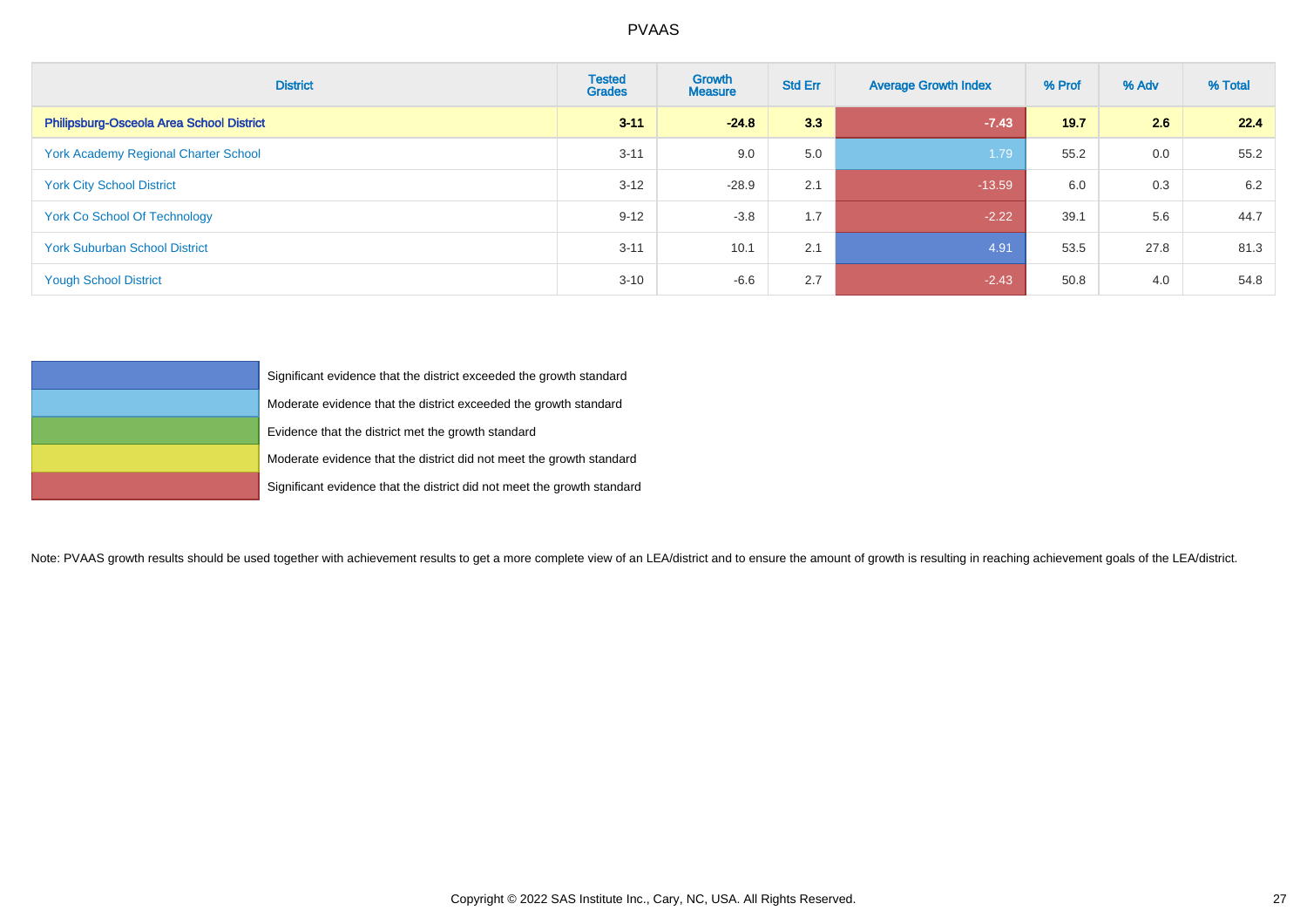# PVAAS

| District | Tested Grades | Growth Measure | Std Err | Average Growth Index | % Prof | % Adv | % Total |
|---|---|---|---|---|---|---|---|
| **Philipsburg-Osceola Area School District** | **3-11** | **-24.8** | **3.3** | **-7.43** | **19.7** | **2.6** | **22.4** |
| York Academy Regional Charter School | 3-11 | 9.0 | 5.0 | 1.79 | 55.2 | 0.0 | 55.2 |
| York City School District | 3-12 | -28.9 | 2.1 | -13.59 | 6.0 | 0.3 | 6.2 |
| York Co School Of Technology | 9-12 | -3.8 | 1.7 | -2.22 | 39.1 | 5.6 | 44.7 |
| York Suburban School District | 3-11 | 10.1 | 2.1 | 4.91 | 53.5 | 27.8 | 81.3 |
| Yough School District | 3-10 | -6.6 | 2.7 | -2.43 | 50.8 | 4.0 | 54.8 |

Significant evidence that the district exceeded the growth standard

Moderate evidence that the district exceeded the growth standard

Evidence that the district met the growth standard

Moderate evidence that the district did not meet the growth standard

Significant evidence that the district did not meet the growth standard

Note: PVAAS growth results should be used together with achievement results to get a more complete view of an LEA/district and to ensure the amount of growth is resulting in reaching achievement goals of the LEA/district.

Copyright © 2022 SAS Institute Inc., Cary, NC, USA. All Rights Reserved.